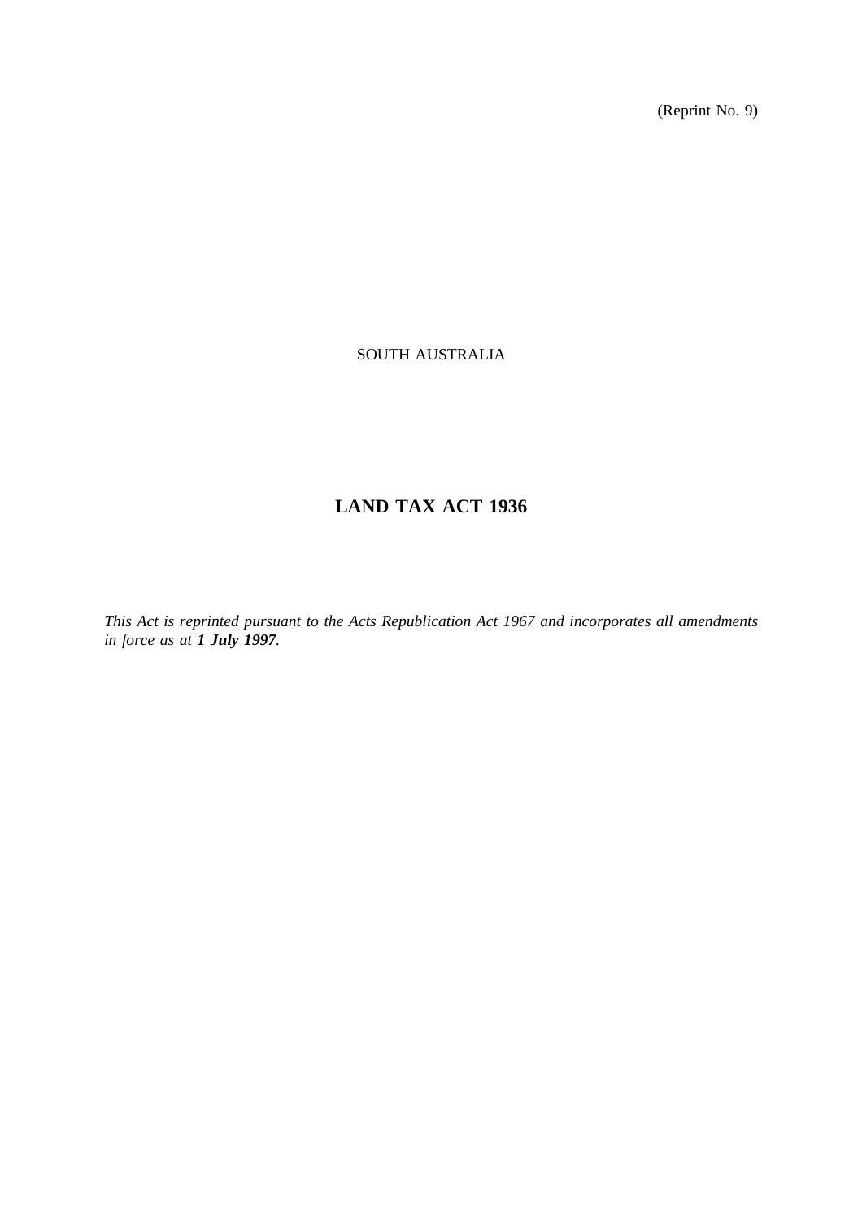(Reprint No. 9)

SOUTH AUSTRALIA

# LAND TAX ACT 1936

*This Act is reprinted pursuant to the Acts Republication Act 1967 and incorporates all amendments in force as at* ***1 July 1997****.*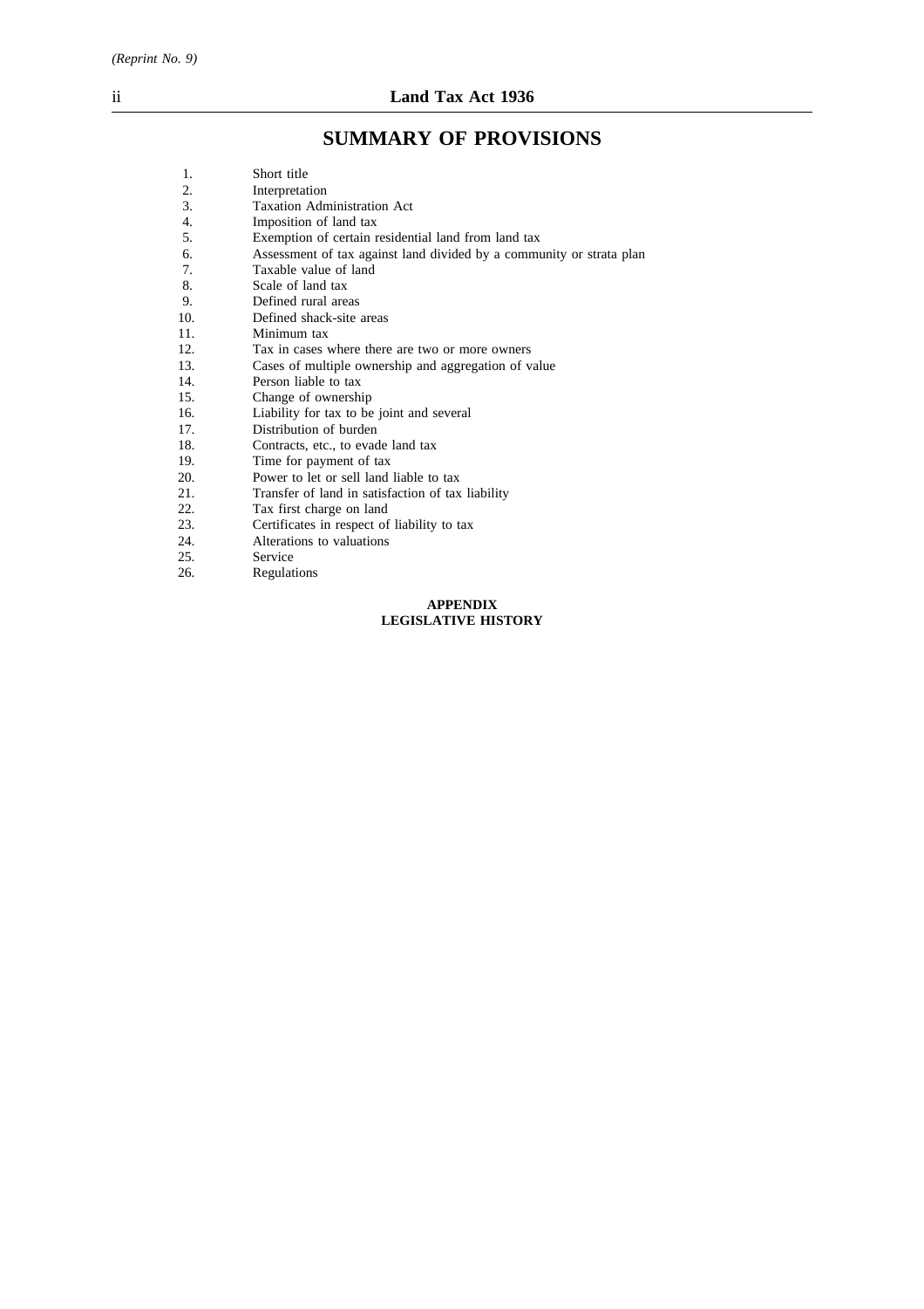# SUMMARY OF PROVISIONS

1. Short title
2. Interpretation
3. Taxation Administration Act
4. Imposition of land tax
5. Exemption of certain residential land from land tax
6. Assessment of tax against land divided by a community or strata plan
7. Taxable value of land
8. Scale of land tax
9. Defined rural areas
10. Defined shack-site areas
11. Minimum tax
12. Tax in cases where there are two or more owners
13. Cases of multiple ownership and aggregation of value
14. Person liable to tax
15. Change of ownership
16. Liability for tax to be joint and several
17. Distribution of burden
18. Contracts, etc., to evade land tax
19. Time for payment of tax
20. Power to let or sell land liable to tax
21. Transfer of land in satisfaction of tax liability
22. Tax first charge on land
23. Certificates in respect of liability to tax
24. Alterations to valuations
25. Service
26. Regulations

**APPENDIX**
**LEGISLATIVE HISTORY**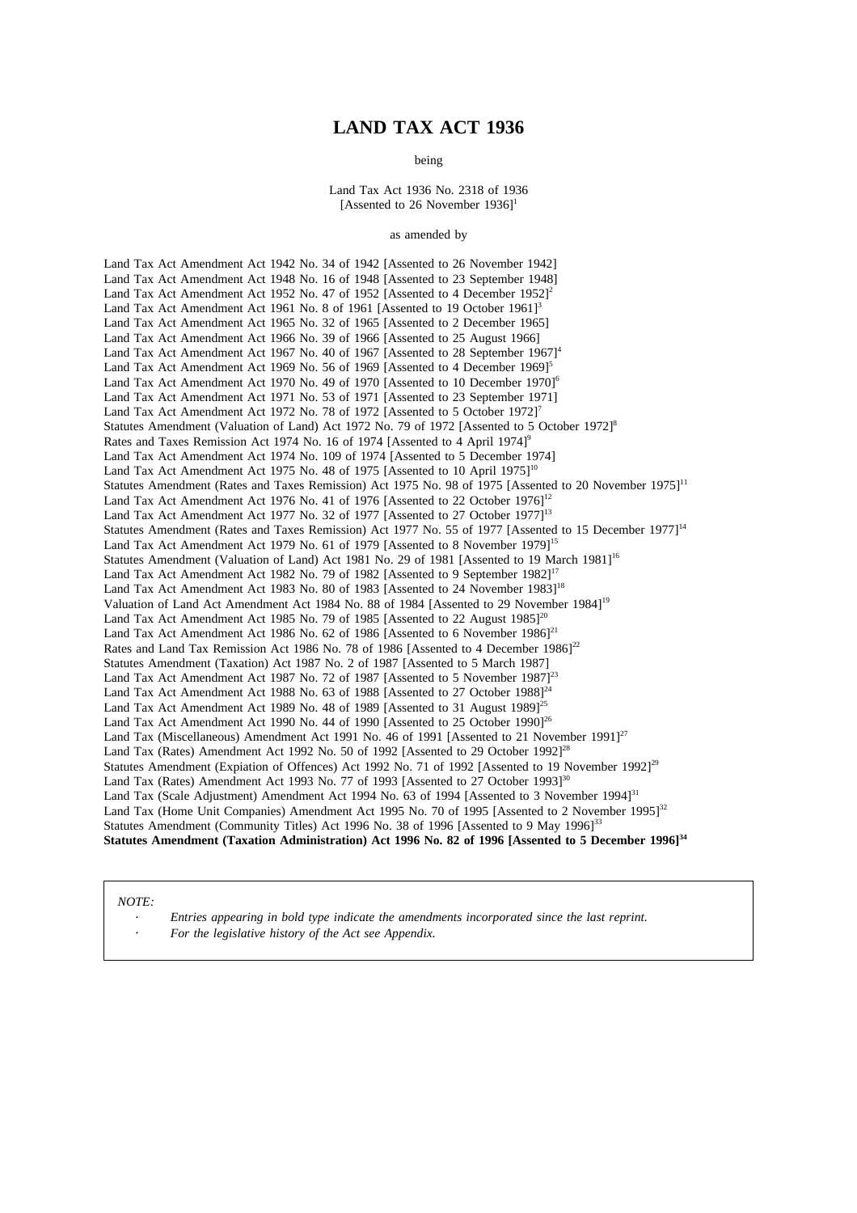# LAND TAX ACT 1936

being

Land Tax Act 1936 No. 2318 of 1936
[Assented to 26 November 1936][1]

as amended by

Land Tax Act Amendment Act 1942 No. 34 of 1942 [Assented to 26 November 1942]
Land Tax Act Amendment Act 1948 No. 16 of 1948 [Assented to 23 September 1948]
Land Tax Act Amendment Act 1952 No. 47 of 1952 [Assented to 4 December 1952][2]
Land Tax Act Amendment Act 1961 No. 8 of 1961 [Assented to 19 October 1961][3]
Land Tax Act Amendment Act 1965 No. 32 of 1965 [Assented to 2 December 1965]
Land Tax Act Amendment Act 1966 No. 39 of 1966 [Assented to 25 August 1966]
Land Tax Act Amendment Act 1967 No. 40 of 1967 [Assented to 28 September 1967][4]
Land Tax Act Amendment Act 1969 No. 56 of 1969 [Assented to 4 December 1969][5]
Land Tax Act Amendment Act 1970 No. 49 of 1970 [Assented to 10 December 1970][6]
Land Tax Act Amendment Act 1971 No. 53 of 1971 [Assented to 23 September 1971]
Land Tax Act Amendment Act 1972 No. 78 of 1972 [Assented to 5 October 1972][7]
Statutes Amendment (Valuation of Land) Act 1972 No. 79 of 1972 [Assented to 5 October 1972][8]
Rates and Taxes Remission Act 1974 No. 16 of 1974 [Assented to 4 April 1974][9]
Land Tax Act Amendment Act 1974 No. 109 of 1974 [Assented to 5 December 1974]
Land Tax Act Amendment Act 1975 No. 48 of 1975 [Assented to 10 April 1975][10]
Statutes Amendment (Rates and Taxes Remission) Act 1975 No. 98 of 1975 [Assented to 20 November 1975][11]
Land Tax Act Amendment Act 1976 No. 41 of 1976 [Assented to 22 October 1976][12]
Land Tax Act Amendment Act 1977 No. 32 of 1977 [Assented to 27 October 1977][13]
Statutes Amendment (Rates and Taxes Remission) Act 1977 No. 55 of 1977 [Assented to 15 December 1977][14]
Land Tax Act Amendment Act 1979 No. 61 of 1979 [Assented to 8 November 1979][15]
Statutes Amendment (Valuation of Land) Act 1981 No. 29 of 1981 [Assented to 19 March 1981][16]
Land Tax Act Amendment Act 1982 No. 79 of 1982 [Assented to 9 September 1982][17]
Land Tax Act Amendment Act 1983 No. 80 of 1983 [Assented to 24 November 1983][18]
Valuation of Land Act Amendment Act 1984 No. 88 of 1984 [Assented to 29 November 1984][19]
Land Tax Act Amendment Act 1985 No. 79 of 1985 [Assented to 22 August 1985][20]
Land Tax Act Amendment Act 1986 No. 62 of 1986 [Assented to 6 November 1986][21]
Rates and Land Tax Remission Act 1986 No. 78 of 1986 [Assented to 4 December 1986][22]
Statutes Amendment (Taxation) Act 1987 No. 2 of 1987 [Assented to 5 March 1987]
Land Tax Act Amendment Act 1987 No. 72 of 1987 [Assented to 5 November 1987][23]
Land Tax Act Amendment Act 1988 No. 63 of 1988 [Assented to 27 October 1988][24]
Land Tax Act Amendment Act 1989 No. 48 of 1989 [Assented to 31 August 1989][25]
Land Tax Act Amendment Act 1990 No. 44 of 1990 [Assented to 25 October 1990][26]
Land Tax (Miscellaneous) Amendment Act 1991 No. 46 of 1991 [Assented to 21 November 1991][27]
Land Tax (Rates) Amendment Act 1992 No. 50 of 1992 [Assented to 29 October 1992][28]
Statutes Amendment (Expiation of Offences) Act 1992 No. 71 of 1992 [Assented to 19 November 1992][29]
Land Tax (Rates) Amendment Act 1993 No. 77 of 1993 [Assented to 27 October 1993][30]
Land Tax (Scale Adjustment) Amendment Act 1994 No. 63 of 1994 [Assented to 3 November 1994][31]
Land Tax (Home Unit Companies) Amendment Act 1995 No. 70 of 1995 [Assented to 2 November 1995][32]
Statutes Amendment (Community Titles) Act 1996 No. 38 of 1996 [Assented to 9 May 1996][33]
**Statutes Amendment (Taxation Administration) Act 1996 No. 82 of 1996 [Assented to 5 December 1996][34]**

*NOTE:*

- *Entries appearing in bold type indicate the amendments incorporated since the last reprint.*
- *For the legislative history of the Act see Appendix.*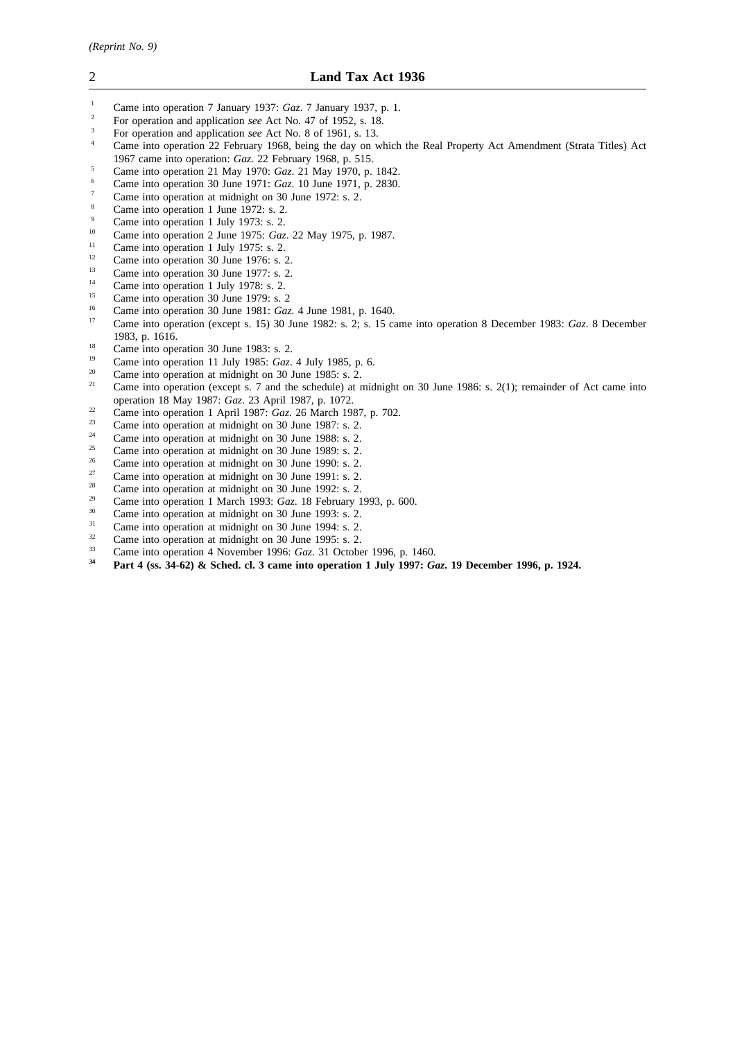[1] Came into operation 7 January 1937: *Gaz*. 7 January 1937, p. 1.

[2] For operation and application *see* Act No. 47 of 1952, s. 18.

[3] For operation and application *see* Act No. 8 of 1961, s. 13.

[4] Came into operation 22 February 1968, being the day on which the Real Property Act Amendment (Strata Titles) Act 1967 came into operation: *Gaz*. 22 February 1968, p. 515.

[5] Came into operation 21 May 1970: *Gaz*. 21 May 1970, p. 1842.

[6] Came into operation 30 June 1971: *Gaz*. 10 June 1971, p. 2830.

[7] Came into operation at midnight on 30 June 1972: s. 2.

[8] Came into operation 1 June 1972: s. 2.

[9] Came into operation 1 July 1973: s. 2.

[10] Came into operation 2 June 1975: *Gaz*. 22 May 1975, p. 1987.

[11] Came into operation 1 July 1975: s. 2.

[12] Came into operation 30 June 1976: s. 2.

[13] Came into operation 30 June 1977: s. 2.

[14] Came into operation 1 July 1978: s. 2.

[15] Came into operation 30 June 1979: s. 2

[16] Came into operation 30 June 1981: *Gaz*. 4 June 1981, p. 1640.

[17] Came into operation (except s. 15) 30 June 1982: s. 2; s. 15 came into operation 8 December 1983: *Gaz*. 8 December 1983, p. 1616.

[18] Came into operation 30 June 1983: s. 2.

[19] Came into operation 11 July 1985: *Gaz*. 4 July 1985, p. 6.

[20] Came into operation at midnight on 30 June 1985: s. 2.

[21] Came into operation (except s. 7 and the schedule) at midnight on 30 June 1986: s. 2(1); remainder of Act came into operation 18 May 1987: *Gaz*. 23 April 1987, p. 1072.

[22] Came into operation 1 April 1987: *Gaz*. 26 March 1987, p. 702.

[23] Came into operation at midnight on 30 June 1987: s. 2.

[24] Came into operation at midnight on 30 June 1988: s. 2.

[25] Came into operation at midnight on 30 June 1989: s. 2.

[26] Came into operation at midnight on 30 June 1990: s. 2.

[27] Came into operation at midnight on 30 June 1991: s. 2.

[28] Came into operation at midnight on 30 June 1992: s. 2.

[29] Came into operation 1 March 1993: *Gaz*. 18 February 1993, p. 600.

[30] Came into operation at midnight on 30 June 1993: s. 2.

[31] Came into operation at midnight on 30 June 1994: s. 2.

[32] Came into operation at midnight on 30 June 1995: s. 2.

[33] Came into operation 4 November 1996: *Gaz*. 31 October 1996, p. 1460.

**[34] Part 4 (ss. 34-62) & Sched. cl. 3 came into operation 1 July 1997: *Gaz*. 19 December 1996, p. 1924.**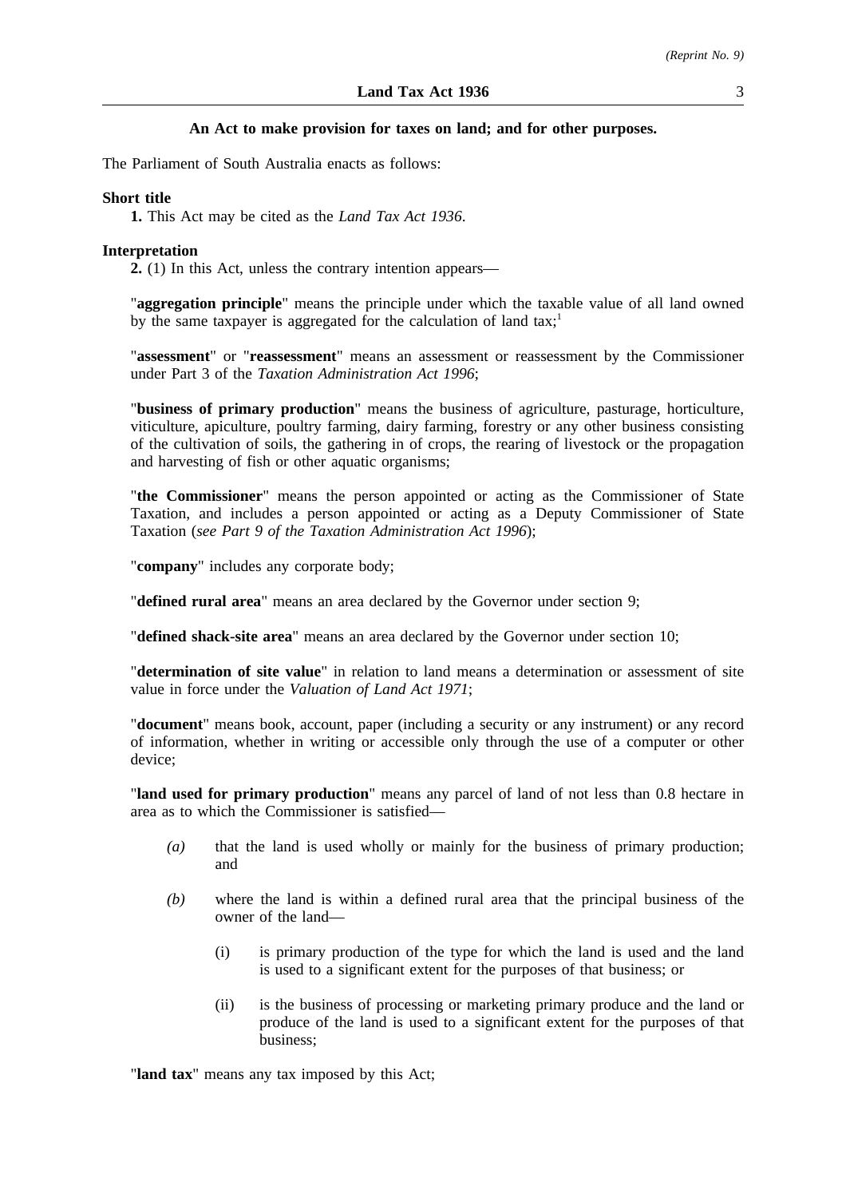**An Act to make provision for taxes on land; and for other purposes.**

The Parliament of South Australia enacts as follows:

**Short title**

**1.** This Act may be cited as the *Land Tax Act 1936*.

**Interpretation**

**2.** (1) In this Act, unless the contrary intention appears—

"**aggregation principle**" means the principle under which the taxable value of all land owned by the same taxpayer is aggregated for the calculation of land tax;[1]

"**assessment**" or "**reassessment**" means an assessment or reassessment by the Commissioner under Part 3 of the *Taxation Administration Act 1996*;

"**business of primary production**" means the business of agriculture, pasturage, horticulture, viticulture, apiculture, poultry farming, dairy farming, forestry or any other business consisting of the cultivation of soils, the gathering in of crops, the rearing of livestock or the propagation and harvesting of fish or other aquatic organisms;

"**the Commissioner**" means the person appointed or acting as the Commissioner of State Taxation, and includes a person appointed or acting as a Deputy Commissioner of State Taxation (*see Part 9 of the Taxation Administration Act 1996*);

"**company**" includes any corporate body;

"**defined rural area**" means an area declared by the Governor under section 9;

"**defined shack-site area**" means an area declared by the Governor under section 10;

"**determination of site value**" in relation to land means a determination or assessment of site value in force under the *Valuation of Land Act 1971*;

"**document**" means book, account, paper (including a security or any instrument) or any record of information, whether in writing or accessible only through the use of a computer or other device;

"**land used for primary production**" means any parcel of land of not less than 0.8 hectare in area as to which the Commissioner is satisfied—

*(a)* that the land is used wholly or mainly for the business of primary production; and

*(b)* where the land is within a defined rural area that the principal business of the owner of the land—

(i) is primary production of the type for which the land is used and the land is used to a significant extent for the purposes of that business; or

(ii) is the business of processing or marketing primary produce and the land or produce of the land is used to a significant extent for the purposes of that business;

"**land tax**" means any tax imposed by this Act;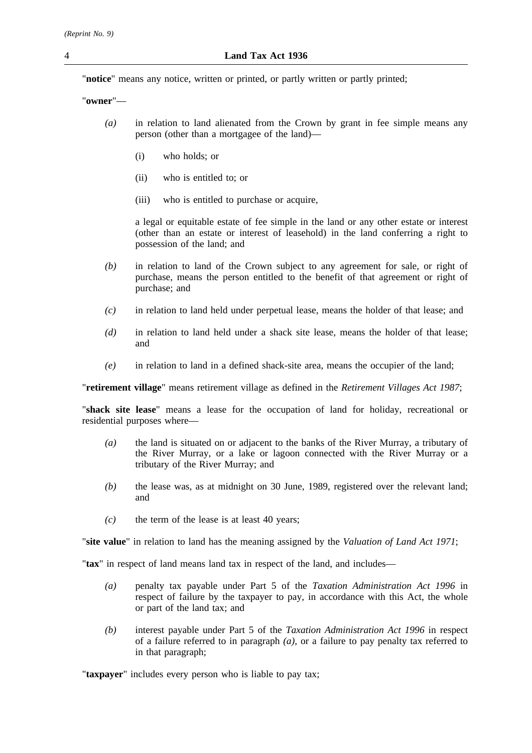"**notice**" means any notice, written or printed, or partly written or partly printed;

"**owner**"—

*(a)* in relation to land alienated from the Crown by grant in fee simple means any person (other than a mortgagee of the land)—

(i) who holds; or

(ii) who is entitled to; or

(iii) who is entitled to purchase or acquire,

a legal or equitable estate of fee simple in the land or any other estate or interest (other than an estate or interest of leasehold) in the land conferring a right to possession of the land; and

*(b)* in relation to land of the Crown subject to any agreement for sale, or right of purchase, means the person entitled to the benefit of that agreement or right of purchase; and

*(c)* in relation to land held under perpetual lease, means the holder of that lease; and

*(d)* in relation to land held under a shack site lease, means the holder of that lease; and

*(e)* in relation to land in a defined shack-site area, means the occupier of the land;

"**retirement village**" means retirement village as defined in the *Retirement Villages Act 1987*;

"**shack site lease**" means a lease for the occupation of land for holiday, recreational or residential purposes where—

*(a)* the land is situated on or adjacent to the banks of the River Murray, a tributary of the River Murray, or a lake or lagoon connected with the River Murray or a tributary of the River Murray; and

*(b)* the lease was, as at midnight on 30 June, 1989, registered over the relevant land; and

*(c)* the term of the lease is at least 40 years;

"**site value**" in relation to land has the meaning assigned by the *Valuation of Land Act 1971*;

"**tax**" in respect of land means land tax in respect of the land, and includes—

*(a)* penalty tax payable under Part 5 of the *Taxation Administration Act 1996* in respect of failure by the taxpayer to pay, in accordance with this Act, the whole or part of the land tax; and

*(b)* interest payable under Part 5 of the *Taxation Administration Act 1996* in respect of a failure referred to in paragraph *(a)*, or a failure to pay penalty tax referred to in that paragraph;

"**taxpayer**" includes every person who is liable to pay tax;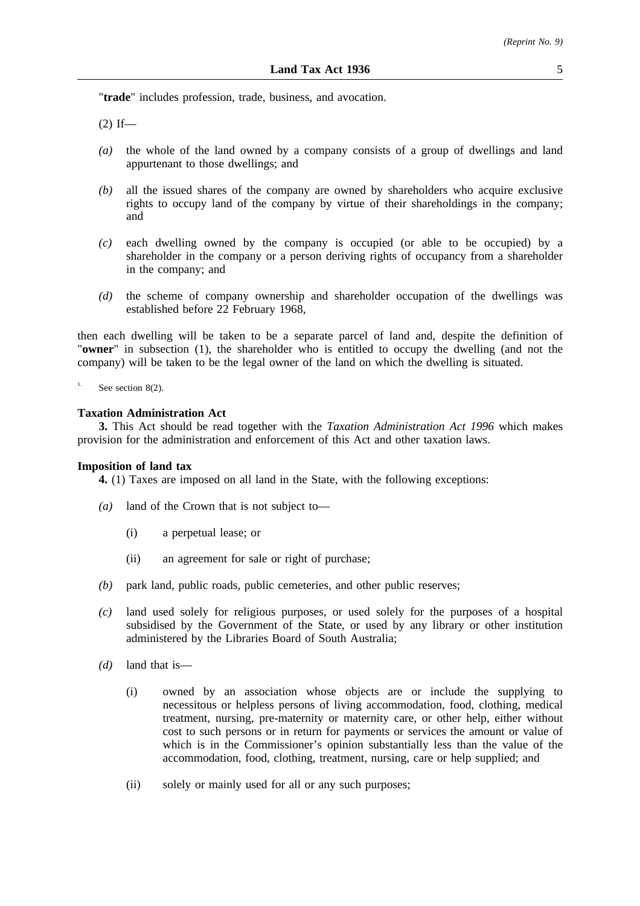"**trade**" includes profession, trade, business, and avocation.

(2) If—

*(a)* the whole of the land owned by a company consists of a group of dwellings and land appurtenant to those dwellings; and

*(b)* all the issued shares of the company are owned by shareholders who acquire exclusive rights to occupy land of the company by virtue of their shareholdings in the company; and

*(c)* each dwelling owned by the company is occupied (or able to be occupied) by a shareholder in the company or a person deriving rights of occupancy from a shareholder in the company; and

*(d)* the scheme of company ownership and shareholder occupation of the dwellings was established before 22 February 1968,

then each dwelling will be taken to be a separate parcel of land and, despite the definition of "**owner**" in subsection (1), the shareholder who is entitled to occupy the dwelling (and not the company) will be taken to be the legal owner of the land on which the dwelling is situated.

[1] See section 8(2).

**Taxation Administration Act**

**3.** This Act should be read together with the *Taxation Administration Act 1996* which makes provision for the administration and enforcement of this Act and other taxation laws.

**Imposition of land tax**

**4.** (1) Taxes are imposed on all land in the State, with the following exceptions:

*(a)* land of the Crown that is not subject to—

(i) a perpetual lease; or

(ii) an agreement for sale or right of purchase;

*(b)* park land, public roads, public cemeteries, and other public reserves;

*(c)* land used solely for religious purposes, or used solely for the purposes of a hospital subsidised by the Government of the State, or used by any library or other institution administered by the Libraries Board of South Australia;

*(d)* land that is—

(i) owned by an association whose objects are or include the supplying to necessitous or helpless persons of living accommodation, food, clothing, medical treatment, nursing, pre-maternity or maternity care, or other help, either without cost to such persons or in return for payments or services the amount or value of which is in the Commissioner's opinion substantially less than the value of the accommodation, food, clothing, treatment, nursing, care or help supplied; and

(ii) solely or mainly used for all or any such purposes;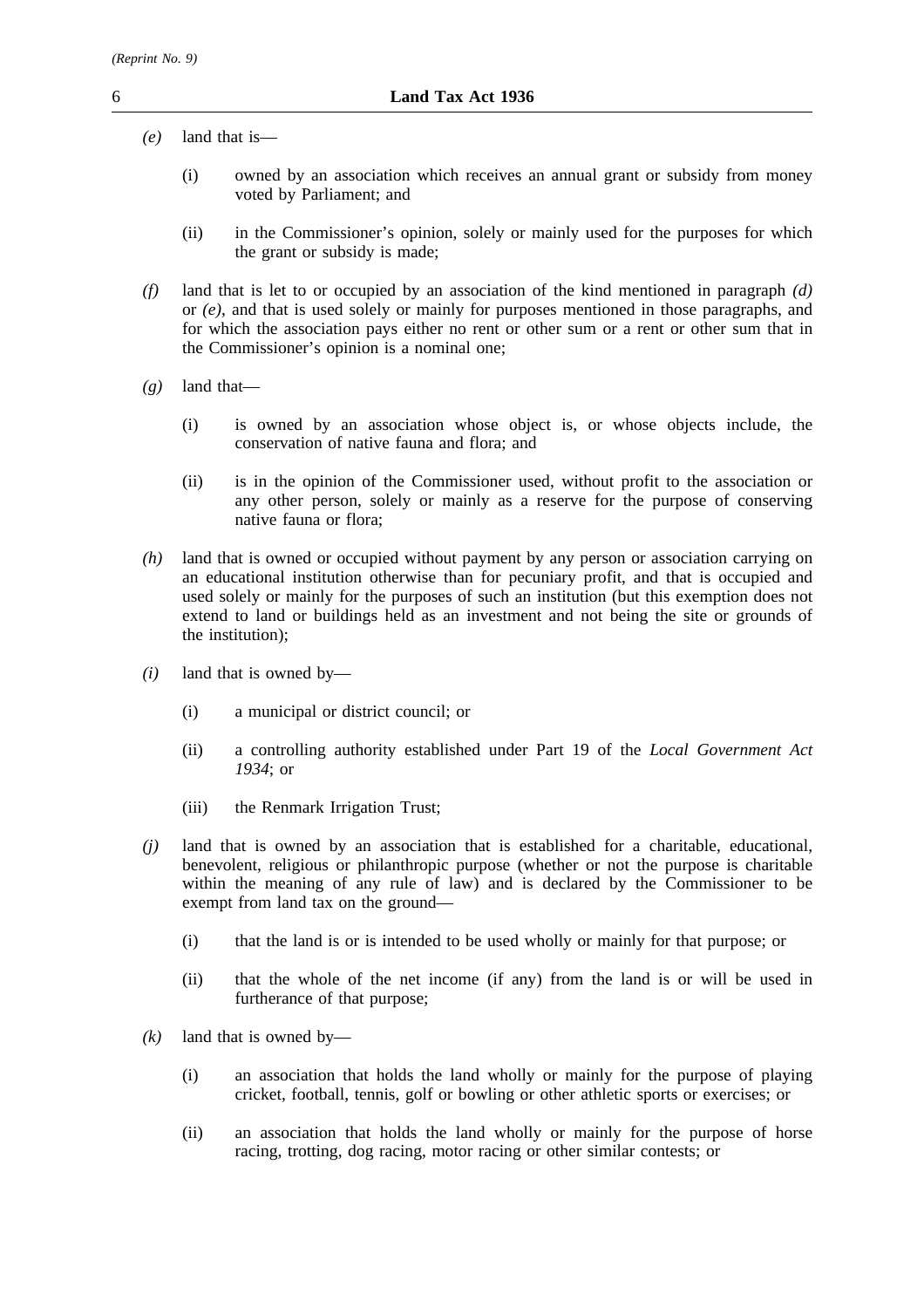*(e)* land that is—

  (i) owned by an association which receives an annual grant or subsidy from money voted by Parliament; and

  (ii) in the Commissioner's opinion, solely or mainly used for the purposes for which the grant or subsidy is made;

*(f)* land that is let to or occupied by an association of the kind mentioned in paragraph *(d)* or *(e)*, and that is used solely or mainly for purposes mentioned in those paragraphs, and for which the association pays either no rent or other sum or a rent or other sum that in the Commissioner's opinion is a nominal one;

*(g)* land that—

  (i) is owned by an association whose object is, or whose objects include, the conservation of native fauna and flora; and

  (ii) is in the opinion of the Commissioner used, without profit to the association or any other person, solely or mainly as a reserve for the purpose of conserving native fauna or flora;

*(h)* land that is owned or occupied without payment by any person or association carrying on an educational institution otherwise than for pecuniary profit, and that is occupied and used solely or mainly for the purposes of such an institution (but this exemption does not extend to land or buildings held as an investment and not being the site or grounds of the institution);

*(i)* land that is owned by—

  (i) a municipal or district council; or

  (ii) a controlling authority established under Part 19 of the *Local Government Act 1934*; or

  (iii) the Renmark Irrigation Trust;

*(j)* land that is owned by an association that is established for a charitable, educational, benevolent, religious or philanthropic purpose (whether or not the purpose is charitable within the meaning of any rule of law) and is declared by the Commissioner to be exempt from land tax on the ground—

  (i) that the land is or is intended to be used wholly or mainly for that purpose; or

  (ii) that the whole of the net income (if any) from the land is or will be used in furtherance of that purpose;

*(k)* land that is owned by—

  (i) an association that holds the land wholly or mainly for the purpose of playing cricket, football, tennis, golf or bowling or other athletic sports or exercises; or

  (ii) an association that holds the land wholly or mainly for the purpose of horse racing, trotting, dog racing, motor racing or other similar contests; or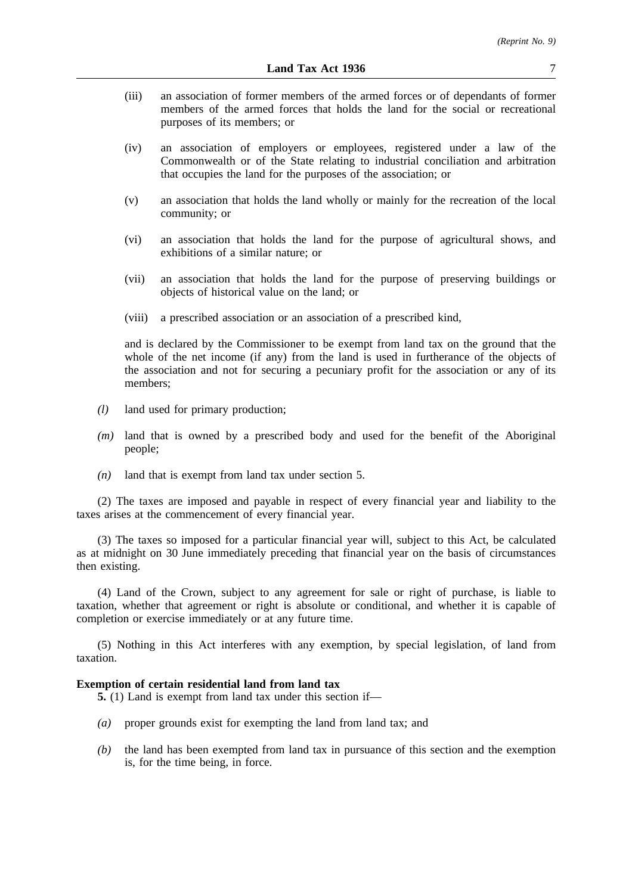(iii) an association of former members of the armed forces or of dependants of former members of the armed forces that holds the land for the social or recreational purposes of its members; or

(iv) an association of employers or employees, registered under a law of the Commonwealth or of the State relating to industrial conciliation and arbitration that occupies the land for the purposes of the association; or

(v) an association that holds the land wholly or mainly for the recreation of the local community; or

(vi) an association that holds the land for the purpose of agricultural shows, and exhibitions of a similar nature; or

(vii) an association that holds the land for the purpose of preserving buildings or objects of historical value on the land; or

(viii) a prescribed association or an association of a prescribed kind,

and is declared by the Commissioner to be exempt from land tax on the ground that the whole of the net income (if any) from the land is used in furtherance of the objects of the association and not for securing a pecuniary profit for the association or any of its members;

*(l)* land used for primary production;

*(m)* land that is owned by a prescribed body and used for the benefit of the Aboriginal people;

*(n)* land that is exempt from land tax under section 5.

(2) The taxes are imposed and payable in respect of every financial year and liability to the taxes arises at the commencement of every financial year.

(3) The taxes so imposed for a particular financial year will, subject to this Act, be calculated as at midnight on 30 June immediately preceding that financial year on the basis of circumstances then existing.

(4) Land of the Crown, subject to any agreement for sale or right of purchase, is liable to taxation, whether that agreement or right is absolute or conditional, and whether it is capable of completion or exercise immediately or at any future time.

(5) Nothing in this Act interferes with any exemption, by special legislation, of land from taxation.

**Exemption of certain residential land from land tax**

**5.** (1) Land is exempt from land tax under this section if—

*(a)* proper grounds exist for exempting the land from land tax; and

*(b)* the land has been exempted from land tax in pursuance of this section and the exemption is, for the time being, in force.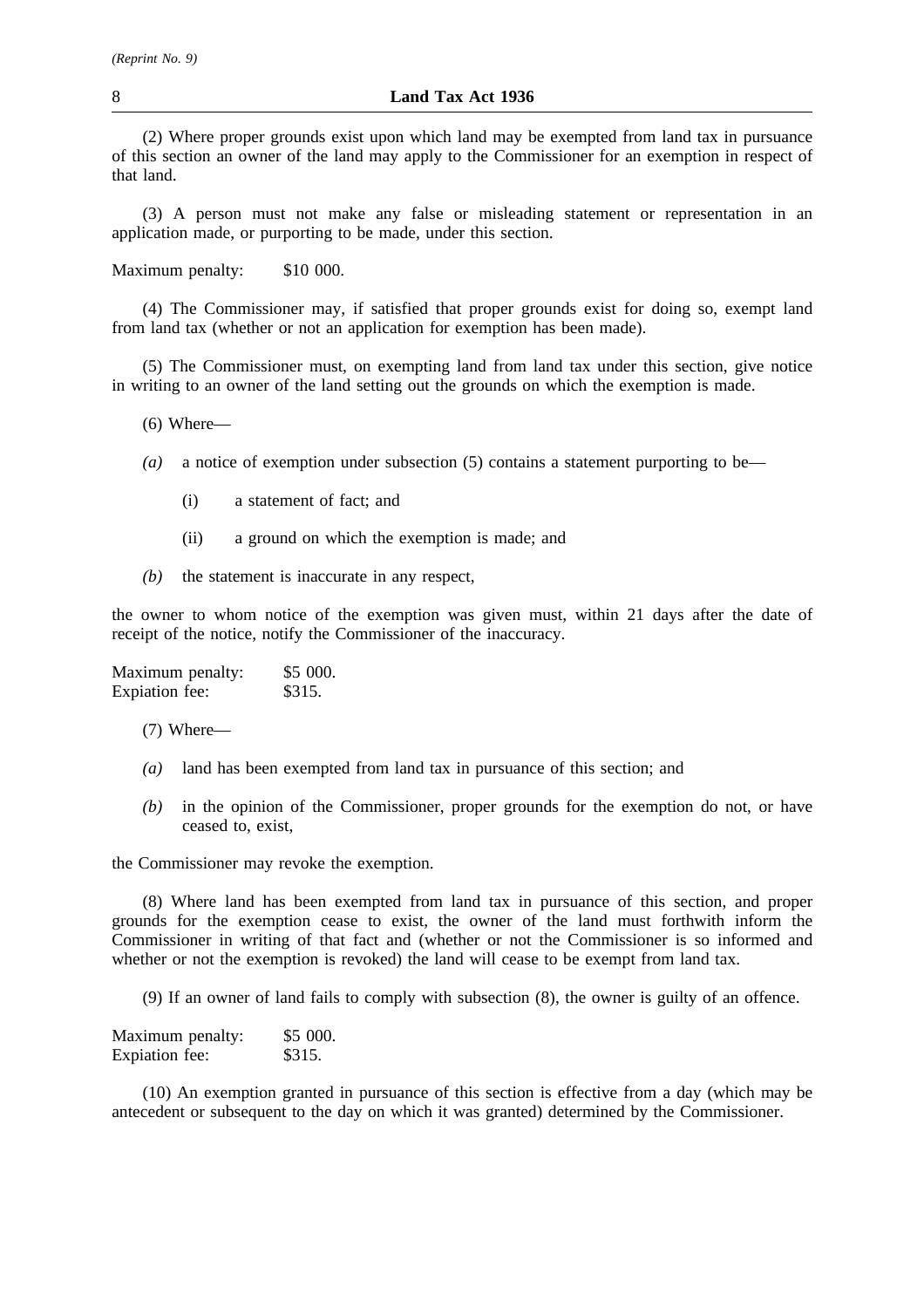(2) Where proper grounds exist upon which land may be exempted from land tax in pursuance of this section an owner of the land may apply to the Commissioner for an exemption in respect of that land.

(3) A person must not make any false or misleading statement or representation in an application made, or purporting to be made, under this section.

Maximum penalty: $10 000.

(4) The Commissioner may, if satisfied that proper grounds exist for doing so, exempt land from land tax (whether or not an application for exemption has been made).

(5) The Commissioner must, on exempting land from land tax under this section, give notice in writing to an owner of the land setting out the grounds on which the exemption is made.

(6) Where—

*(a)* a notice of exemption under subsection (5) contains a statement purporting to be—

(i) a statement of fact; and

(ii) a ground on which the exemption is made; and

*(b)* the statement is inaccurate in any respect,

the owner to whom notice of the exemption was given must, within 21 days after the date of receipt of the notice, notify the Commissioner of the inaccuracy.

Maximum penalty: $5 000.
Expiation fee: $315.

(7) Where—

*(a)* land has been exempted from land tax in pursuance of this section; and

*(b)* in the opinion of the Commissioner, proper grounds for the exemption do not, or have ceased to, exist,

the Commissioner may revoke the exemption.

(8) Where land has been exempted from land tax in pursuance of this section, and proper grounds for the exemption cease to exist, the owner of the land must forthwith inform the Commissioner in writing of that fact and (whether or not the Commissioner is so informed and whether or not the exemption is revoked) the land will cease to be exempt from land tax.

(9) If an owner of land fails to comply with subsection (8), the owner is guilty of an offence.

Maximum penalty: $5 000.
Expiation fee: $315.

(10) An exemption granted in pursuance of this section is effective from a day (which may be antecedent or subsequent to the day on which it was granted) determined by the Commissioner.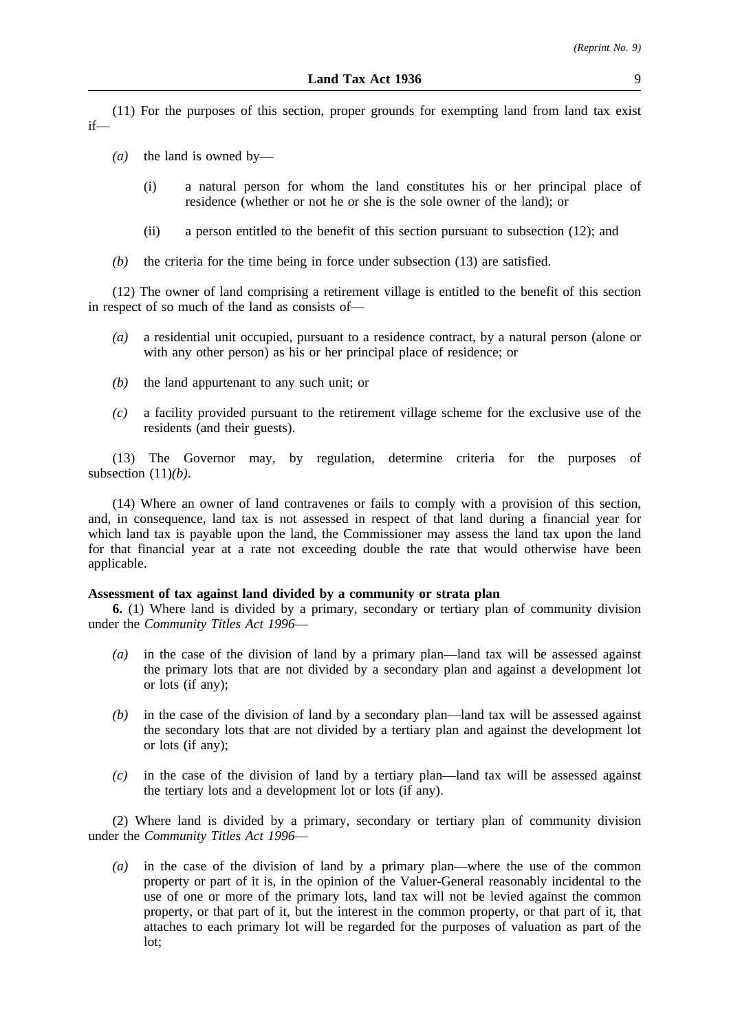(11) For the purposes of this section, proper grounds for exempting land from land tax exist if—

*(a)* the land is owned by—

(i) a natural person for whom the land constitutes his or her principal place of residence (whether or not he or she is the sole owner of the land); or

(ii) a person entitled to the benefit of this section pursuant to subsection (12); and

*(b)* the criteria for the time being in force under subsection (13) are satisfied.

(12) The owner of land comprising a retirement village is entitled to the benefit of this section in respect of so much of the land as consists of—

*(a)* a residential unit occupied, pursuant to a residence contract, by a natural person (alone or with any other person) as his or her principal place of residence; or

*(b)* the land appurtenant to any such unit; or

*(c)* a facility provided pursuant to the retirement village scheme for the exclusive use of the residents (and their guests).

(13) The Governor may, by regulation, determine criteria for the purposes of subsection (11)*(b)*.

(14) Where an owner of land contravenes or fails to comply with a provision of this section, and, in consequence, land tax is not assessed in respect of that land during a financial year for which land tax is payable upon the land, the Commissioner may assess the land tax upon the land for that financial year at a rate not exceeding double the rate that would otherwise have been applicable.

**Assessment of tax against land divided by a community or strata plan**

**6.** (1) Where land is divided by a primary, secondary or tertiary plan of community division under the *Community Titles Act 1996*—

*(a)* in the case of the division of land by a primary plan—land tax will be assessed against the primary lots that are not divided by a secondary plan and against a development lot or lots (if any);

*(b)* in the case of the division of land by a secondary plan—land tax will be assessed against the secondary lots that are not divided by a tertiary plan and against the development lot or lots (if any);

*(c)* in the case of the division of land by a tertiary plan—land tax will be assessed against the tertiary lots and a development lot or lots (if any).

(2) Where land is divided by a primary, secondary or tertiary plan of community division under the *Community Titles Act 1996*—

*(a)* in the case of the division of land by a primary plan—where the use of the common property or part of it is, in the opinion of the Valuer-General reasonably incidental to the use of one or more of the primary lots, land tax will not be levied against the common property, or that part of it, but the interest in the common property, or that part of it, that attaches to each primary lot will be regarded for the purposes of valuation as part of the lot;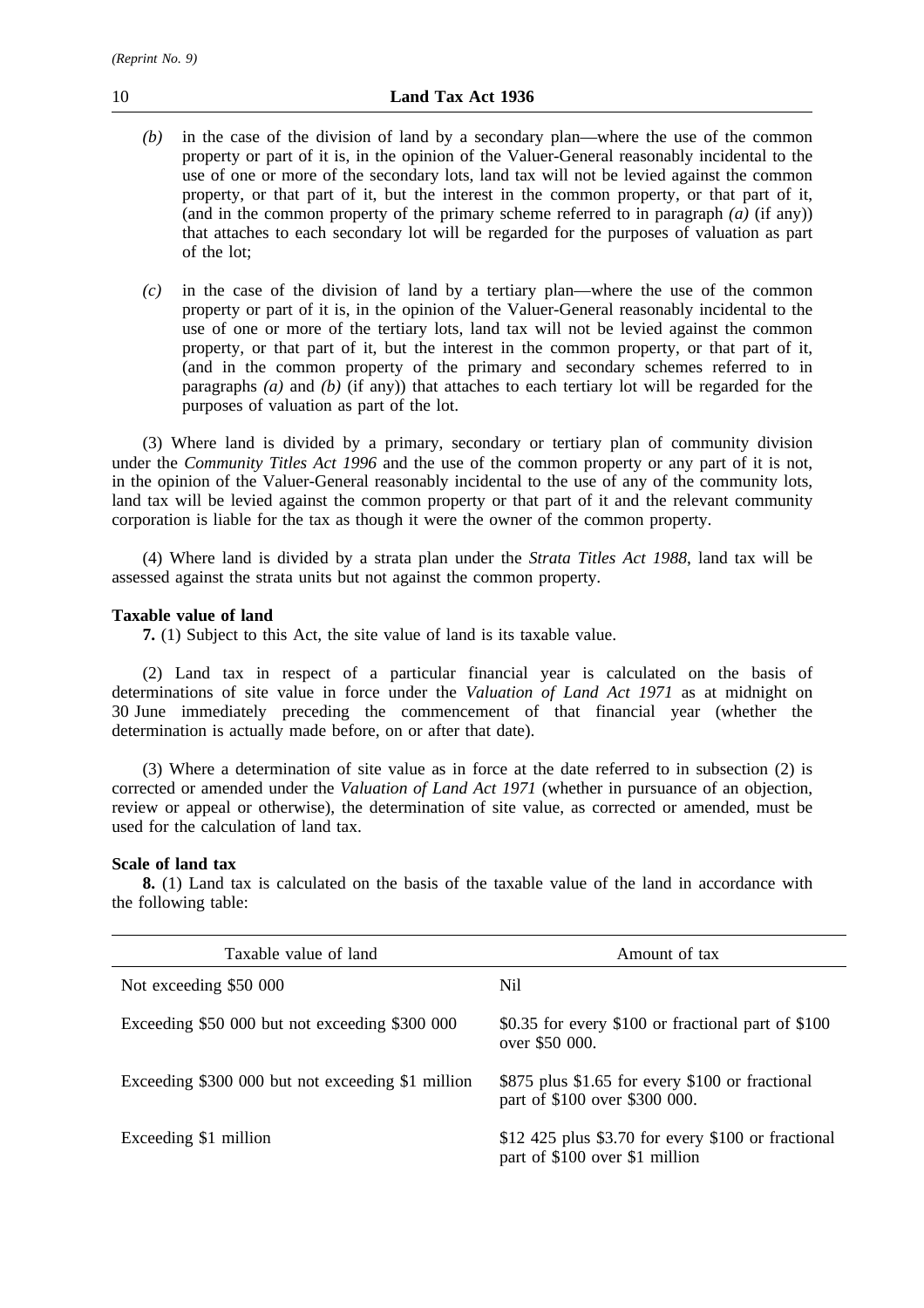(b) in the case of the division of land by a secondary plan—where the use of the common property or part of it is, in the opinion of the Valuer-General reasonably incidental to the use of one or more of the secondary lots, land tax will not be levied against the common property, or that part of it, but the interest in the common property, or that part of it, (and in the common property of the primary scheme referred to in paragraph *(a)* (if any)) that attaches to each secondary lot will be regarded for the purposes of valuation as part of the lot;

(c) in the case of the division of land by a tertiary plan—where the use of the common property or part of it is, in the opinion of the Valuer-General reasonably incidental to the use of one or more of the tertiary lots, land tax will not be levied against the common property, or that part of it, but the interest in the common property, or that part of it, (and in the common property of the primary and secondary schemes referred to in paragraphs *(a)* and *(b)* (if any)) that attaches to each tertiary lot will be regarded for the purposes of valuation as part of the lot.

(3) Where land is divided by a primary, secondary or tertiary plan of community division under the *Community Titles Act 1996* and the use of the common property or any part of it is not, in the opinion of the Valuer-General reasonably incidental to the use of any of the community lots, land tax will be levied against the common property or that part of it and the relevant community corporation is liable for the tax as though it were the owner of the common property.

(4) Where land is divided by a strata plan under the *Strata Titles Act 1988*, land tax will be assessed against the strata units but not against the common property.

**Taxable value of land**

**7.** (1) Subject to this Act, the site value of land is its taxable value.

(2) Land tax in respect of a particular financial year is calculated on the basis of determinations of site value in force under the *Valuation of Land Act 1971* as at midnight on 30 June immediately preceding the commencement of that financial year (whether the determination is actually made before, on or after that date).

(3) Where a determination of site value as in force at the date referred to in subsection (2) is corrected or amended under the *Valuation of Land Act 1971* (whether in pursuance of an objection, review or appeal or otherwise), the determination of site value, as corrected or amended, must be used for the calculation of land tax.

**Scale of land tax**

**8.** (1) Land tax is calculated on the basis of the taxable value of the land in accordance with the following table:

| Taxable value of land | Amount of tax |
|---|---|
| Not exceeding $50 000 | Nil |
| Exceeding $50 000 but not exceeding $300 000 | $0.35 for every $100 or fractional part of $100 over $50 000. |
| Exceeding $300 000 but not exceeding $1 million | $875 plus $1.65 for every $100 or fractional part of $100 over $300 000. |
| Exceeding $1 million | $12 425 plus $3.70 for every $100 or fractional part of $100 over $1 million |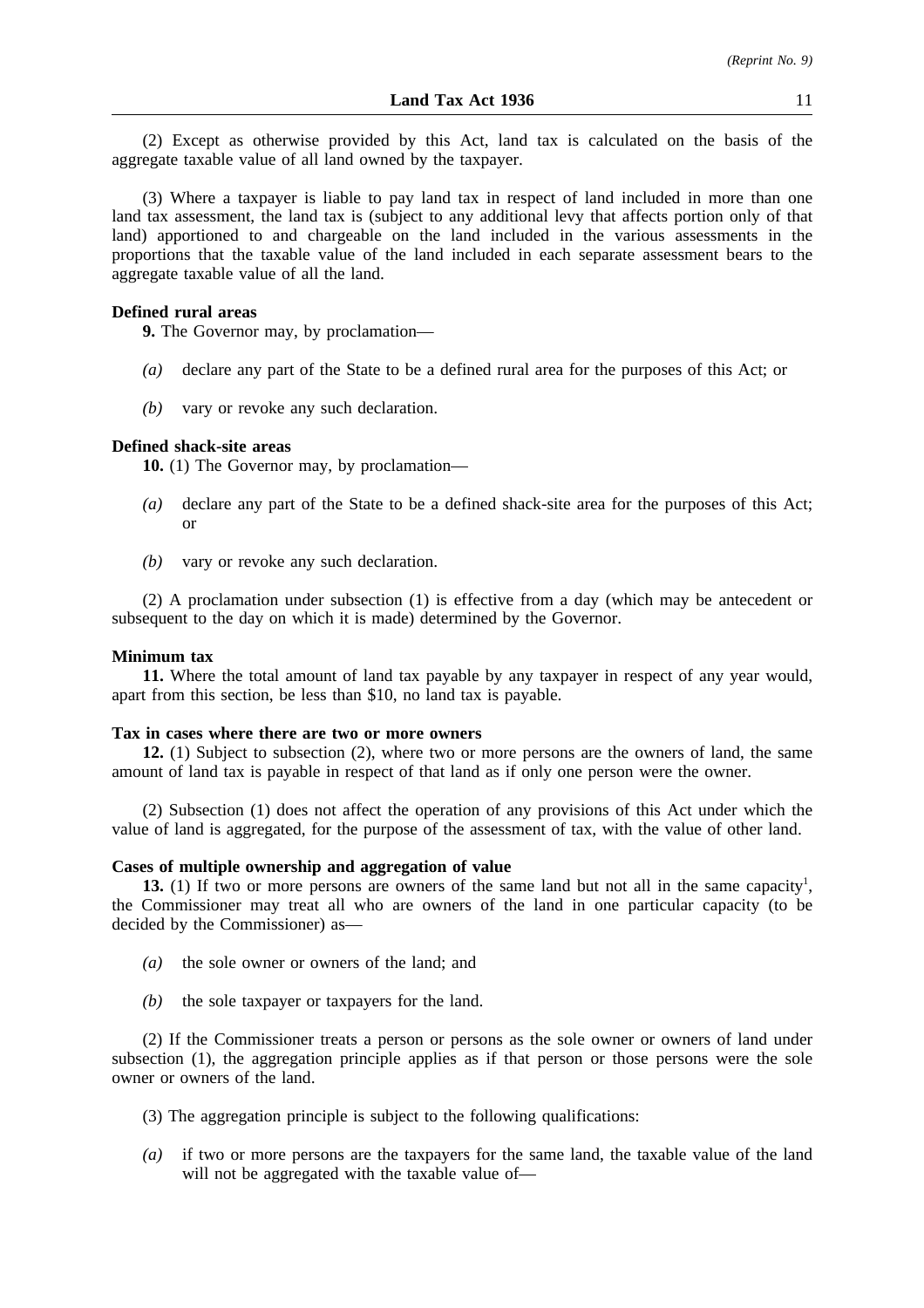(2) Except as otherwise provided by this Act, land tax is calculated on the basis of the aggregate taxable value of all land owned by the taxpayer.

(3) Where a taxpayer is liable to pay land tax in respect of land included in more than one land tax assessment, the land tax is (subject to any additional levy that affects portion only of that land) apportioned to and chargeable on the land included in the various assessments in the proportions that the taxable value of the land included in each separate assessment bears to the aggregate taxable value of all the land.

**Defined rural areas**

**9.** The Governor may, by proclamation—

*(a)* declare any part of the State to be a defined rural area for the purposes of this Act; or

*(b)* vary or revoke any such declaration.

**Defined shack-site areas**

**10.** (1) The Governor may, by proclamation—

*(a)* declare any part of the State to be a defined shack-site area for the purposes of this Act; or

*(b)* vary or revoke any such declaration.

(2) A proclamation under subsection (1) is effective from a day (which may be antecedent or subsequent to the day on which it is made) determined by the Governor.

**Minimum tax**

**11.** Where the total amount of land tax payable by any taxpayer in respect of any year would, apart from this section, be less than $10, no land tax is payable.

**Tax in cases where there are two or more owners**

**12.** (1) Subject to subsection (2), where two or more persons are the owners of land, the same amount of land tax is payable in respect of that land as if only one person were the owner.

(2) Subsection (1) does not affect the operation of any provisions of this Act under which the value of land is aggregated, for the purpose of the assessment of tax, with the value of other land.

**Cases of multiple ownership and aggregation of value**

**13.** (1) If two or more persons are owners of the same land but not all in the same capacity[1], the Commissioner may treat all who are owners of the land in one particular capacity (to be decided by the Commissioner) as—

*(a)* the sole owner or owners of the land; and

*(b)* the sole taxpayer or taxpayers for the land.

(2) If the Commissioner treats a person or persons as the sole owner or owners of land under subsection (1), the aggregation principle applies as if that person or those persons were the sole owner or owners of the land.

(3) The aggregation principle is subject to the following qualifications:

*(a)* if two or more persons are the taxpayers for the same land, the taxable value of the land will not be aggregated with the taxable value of—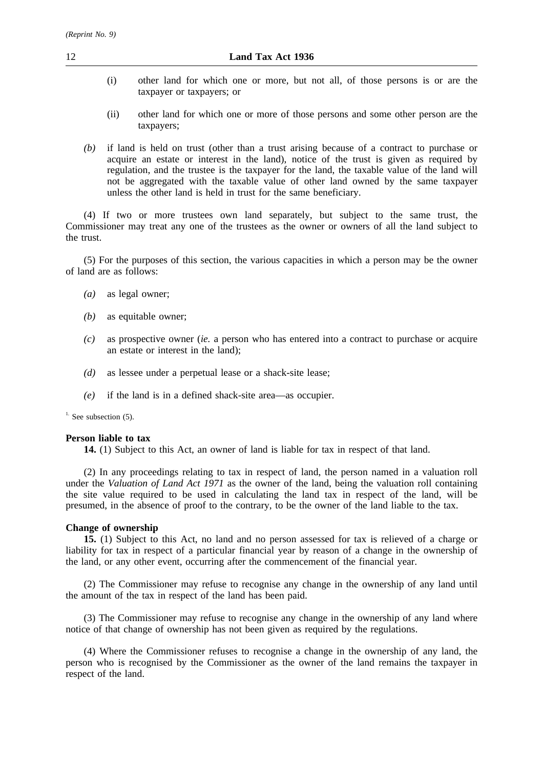(i) other land for which one or more, but not all, of those persons is or are the taxpayer or taxpayers; or

(ii) other land for which one or more of those persons and some other person are the taxpayers;

*(b)* if land is held on trust (other than a trust arising because of a contract to purchase or acquire an estate or interest in the land), notice of the trust is given as required by regulation, and the trustee is the taxpayer for the land, the taxable value of the land will not be aggregated with the taxable value of other land owned by the same taxpayer unless the other land is held in trust for the same beneficiary.

(4) If two or more trustees own land separately, but subject to the same trust, the Commissioner may treat any one of the trustees as the owner or owners of all the land subject to the trust.

(5) For the purposes of this section, the various capacities in which a person may be the owner of land are as follows:

*(a)* as legal owner;

*(b)* as equitable owner;

*(c)* as prospective owner (*ie.* a person who has entered into a contract to purchase or acquire an estate or interest in the land);

*(d)* as lessee under a perpetual lease or a shack-site lease;

*(e)* if the land is in a defined shack-site area—as occupier.

[1.] See subsection (5).

**Person liable to tax**

**14.** (1) Subject to this Act, an owner of land is liable for tax in respect of that land.

(2) In any proceedings relating to tax in respect of land, the person named in a valuation roll under the *Valuation of Land Act 1971* as the owner of the land, being the valuation roll containing the site value required to be used in calculating the land tax in respect of the land, will be presumed, in the absence of proof to the contrary, to be the owner of the land liable to the tax.

**Change of ownership**

**15.** (1) Subject to this Act, no land and no person assessed for tax is relieved of a charge or liability for tax in respect of a particular financial year by reason of a change in the ownership of the land, or any other event, occurring after the commencement of the financial year.

(2) The Commissioner may refuse to recognise any change in the ownership of any land until the amount of the tax in respect of the land has been paid.

(3) The Commissioner may refuse to recognise any change in the ownership of any land where notice of that change of ownership has not been given as required by the regulations.

(4) Where the Commissioner refuses to recognise a change in the ownership of any land, the person who is recognised by the Commissioner as the owner of the land remains the taxpayer in respect of the land.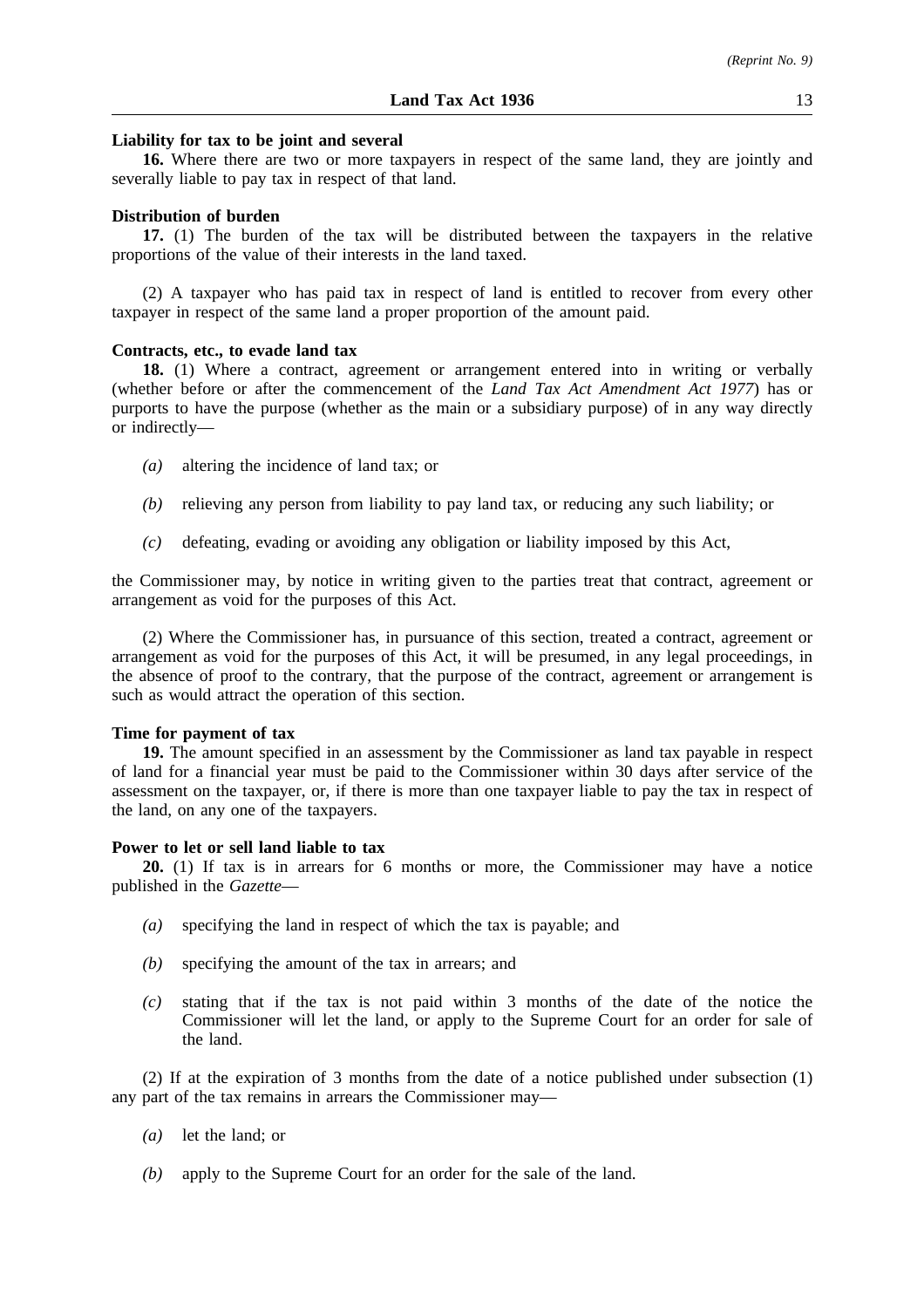**Liability for tax to be joint and several**

**16.** Where there are two or more taxpayers in respect of the same land, they are jointly and severally liable to pay tax in respect of that land.

**Distribution of burden**

**17.** (1) The burden of the tax will be distributed between the taxpayers in the relative proportions of the value of their interests in the land taxed.

(2) A taxpayer who has paid tax in respect of land is entitled to recover from every other taxpayer in respect of the same land a proper proportion of the amount paid.

**Contracts, etc., to evade land tax**

**18.** (1) Where a contract, agreement or arrangement entered into in writing or verbally (whether before or after the commencement of the *Land Tax Act Amendment Act 1977*) has or purports to have the purpose (whether as the main or a subsidiary purpose) of in any way directly or indirectly—

*(a)* altering the incidence of land tax; or

*(b)* relieving any person from liability to pay land tax, or reducing any such liability; or

*(c)* defeating, evading or avoiding any obligation or liability imposed by this Act,

the Commissioner may, by notice in writing given to the parties treat that contract, agreement or arrangement as void for the purposes of this Act.

(2) Where the Commissioner has, in pursuance of this section, treated a contract, agreement or arrangement as void for the purposes of this Act, it will be presumed, in any legal proceedings, in the absence of proof to the contrary, that the purpose of the contract, agreement or arrangement is such as would attract the operation of this section.

**Time for payment of tax**

**19.** The amount specified in an assessment by the Commissioner as land tax payable in respect of land for a financial year must be paid to the Commissioner within 30 days after service of the assessment on the taxpayer, or, if there is more than one taxpayer liable to pay the tax in respect of the land, on any one of the taxpayers.

**Power to let or sell land liable to tax**

**20.** (1) If tax is in arrears for 6 months or more, the Commissioner may have a notice published in the *Gazette*—

*(a)* specifying the land in respect of which the tax is payable; and

*(b)* specifying the amount of the tax in arrears; and

*(c)* stating that if the tax is not paid within 3 months of the date of the notice the Commissioner will let the land, or apply to the Supreme Court for an order for sale of the land.

(2) If at the expiration of 3 months from the date of a notice published under subsection (1) any part of the tax remains in arrears the Commissioner may—

*(a)* let the land; or

*(b)* apply to the Supreme Court for an order for the sale of the land.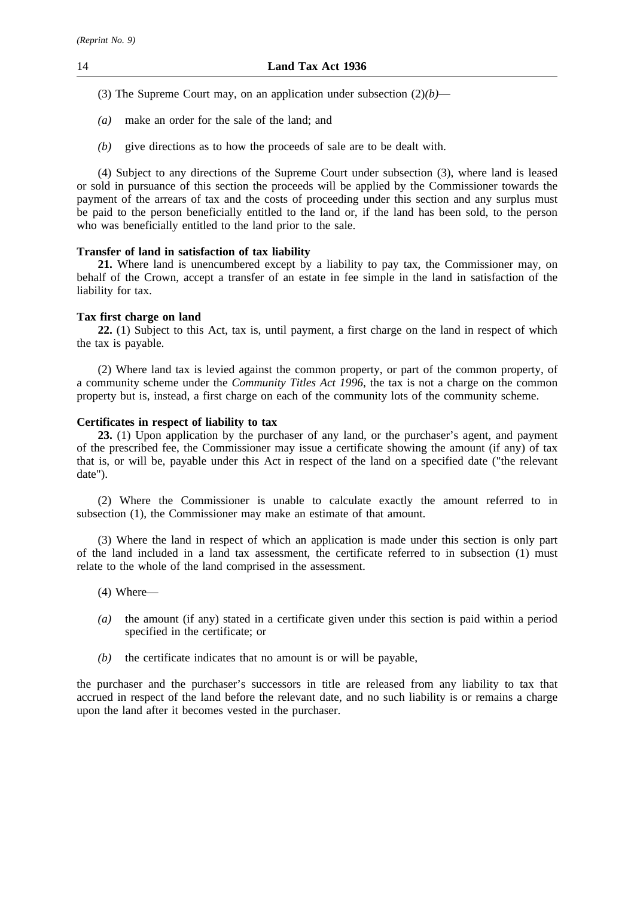(3) The Supreme Court may, on an application under subsection (2)*(b)*—

*(a)* make an order for the sale of the land; and

*(b)* give directions as to how the proceeds of sale are to be dealt with.

(4) Subject to any directions of the Supreme Court under subsection (3), where land is leased or sold in pursuance of this section the proceeds will be applied by the Commissioner towards the payment of the arrears of tax and the costs of proceeding under this section and any surplus must be paid to the person beneficially entitled to the land or, if the land has been sold, to the person who was beneficially entitled to the land prior to the sale.

**Transfer of land in satisfaction of tax liability**

**21.** Where land is unencumbered except by a liability to pay tax, the Commissioner may, on behalf of the Crown, accept a transfer of an estate in fee simple in the land in satisfaction of the liability for tax.

**Tax first charge on land**

**22.** (1) Subject to this Act, tax is, until payment, a first charge on the land in respect of which the tax is payable.

(2) Where land tax is levied against the common property, or part of the common property, of a community scheme under the *Community Titles Act 1996*, the tax is not a charge on the common property but is, instead, a first charge on each of the community lots of the community scheme.

**Certificates in respect of liability to tax**

**23.** (1) Upon application by the purchaser of any land, or the purchaser's agent, and payment of the prescribed fee, the Commissioner may issue a certificate showing the amount (if any) of tax that is, or will be, payable under this Act in respect of the land on a specified date ("the relevant date").

(2) Where the Commissioner is unable to calculate exactly the amount referred to in subsection (1), the Commissioner may make an estimate of that amount.

(3) Where the land in respect of which an application is made under this section is only part of the land included in a land tax assessment, the certificate referred to in subsection (1) must relate to the whole of the land comprised in the assessment.

(4) Where—

*(a)* the amount (if any) stated in a certificate given under this section is paid within a period specified in the certificate; or

*(b)* the certificate indicates that no amount is or will be payable,

the purchaser and the purchaser's successors in title are released from any liability to tax that accrued in respect of the land before the relevant date, and no such liability is or remains a charge upon the land after it becomes vested in the purchaser.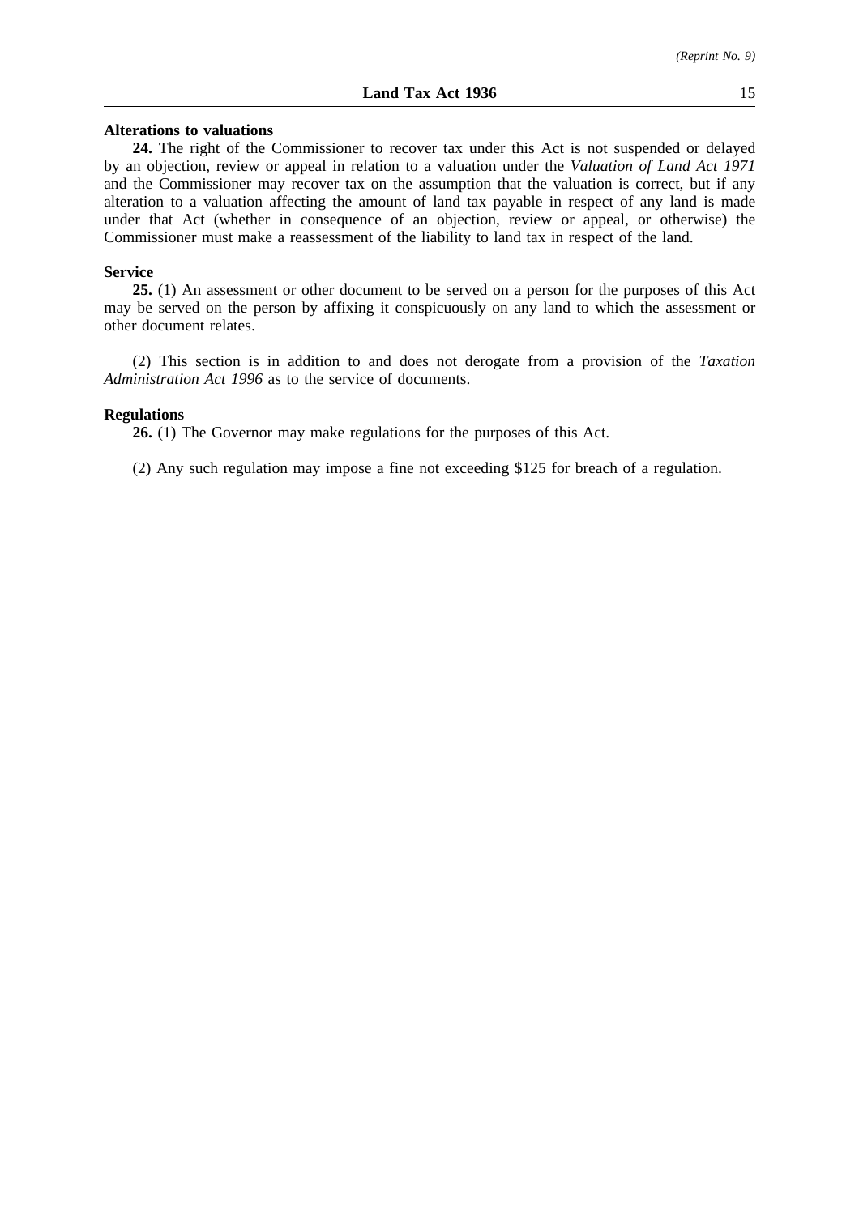**Alterations to valuations**

**24.** The right of the Commissioner to recover tax under this Act is not suspended or delayed by an objection, review or appeal in relation to a valuation under the *Valuation of Land Act 1971* and the Commissioner may recover tax on the assumption that the valuation is correct, but if any alteration to a valuation affecting the amount of land tax payable in respect of any land is made under that Act (whether in consequence of an objection, review or appeal, or otherwise) the Commissioner must make a reassessment of the liability to land tax in respect of the land.

**Service**

**25.** (1) An assessment or other document to be served on a person for the purposes of this Act may be served on the person by affixing it conspicuously on any land to which the assessment or other document relates.

(2) This section is in addition to and does not derogate from a provision of the *Taxation Administration Act 1996* as to the service of documents.

**Regulations**

**26.** (1) The Governor may make regulations for the purposes of this Act.

(2) Any such regulation may impose a fine not exceeding $125 for breach of a regulation.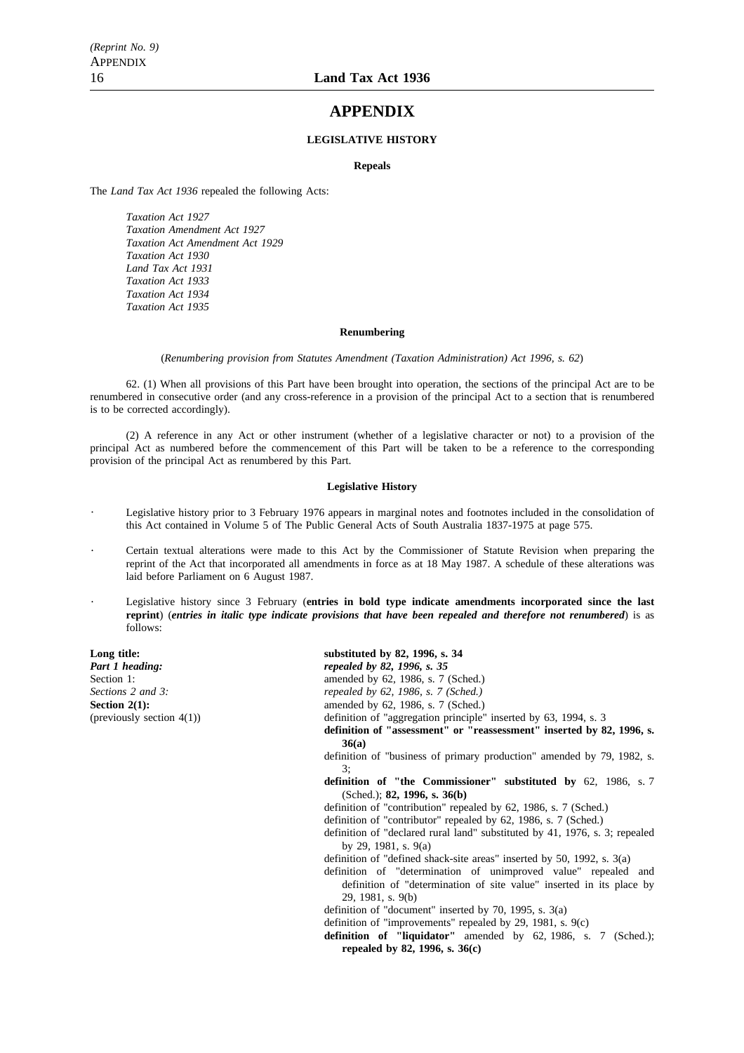# APPENDIX

## LEGISLATIVE HISTORY

### Repeals

The *Land Tax Act 1936* repealed the following Acts:

*Taxation Act 1927*
*Taxation Amendment Act 1927*
*Taxation Act Amendment Act 1929*
*Taxation Act 1930*
*Land Tax Act 1931*
*Taxation Act 1933*
*Taxation Act 1934*
*Taxation Act 1935*

### Renumbering

(*Renumbering provision from Statutes Amendment (Taxation Administration) Act 1996, s. 62*)

62. (1) When all provisions of this Part have been brought into operation, the sections of the principal Act are to be renumbered in consecutive order (and any cross-reference in a provision of the principal Act to a section that is renumbered is to be corrected accordingly).

(2) A reference in any Act or other instrument (whether of a legislative character or not) to a provision of the principal Act as numbered before the commencement of this Part will be taken to be a reference to the corresponding provision of the principal Act as renumbered by this Part.

### Legislative History

- Legislative history prior to 3 February 1976 appears in marginal notes and footnotes included in the consolidation of this Act contained in Volume 5 of The Public General Acts of South Australia 1837-1975 at page 575.
- Certain textual alterations were made to this Act by the Commissioner of Statute Revision when preparing the reprint of the Act that incorporated all amendments in force as at 18 May 1987. A schedule of these alterations was laid before Parliament on 6 August 1987.
- Legislative history since 3 February (**entries in bold type indicate amendments incorporated since the last reprint**) (***entries in italic type indicate provisions that have been repealed and therefore not renumbered***) is as follows:

| | |
|---|---|
| **Long title:** | **substituted by 82, 1996, s. 34** |
| ***Part 1 heading:*** | ***repealed by 82, 1996, s. 35*** |
| Section 1: | amended by 62, 1986, s. 7 (Sched.) |
| *Sections 2 and 3:* | *repealed by 62, 1986, s. 7 (Sched.)* |
| **Section 2(1):** | amended by 62, 1986, s. 7 (Sched.) |
| (previously section 4(1)) | definition of "aggregation principle" inserted by 63, 1994, s. 3 |
| | **definition of "assessment" or "reassessment" inserted by 82, 1996, s. 36(a)** |
| | definition of "business of primary production" amended by 79, 1982, s. 3; |
| | **definition of "the Commissioner" substituted by** 62, 1986, s. 7 (Sched.); **82, 1996, s. 36(b)** |
| | definition of "contribution" repealed by 62, 1986, s. 7 (Sched.) |
| | definition of "contributor" repealed by 62, 1986, s. 7 (Sched.) |
| | definition of "declared rural land" substituted by 41, 1976, s. 3; repealed by 29, 1981, s. 9(a) |
| | definition of "defined shack-site areas" inserted by 50, 1992, s. 3(a) |
| | definition of "determination of unimproved value" repealed and definition of "determination of site value" inserted in its place by 29, 1981, s. 9(b) |
| | definition of "document" inserted by 70, 1995, s. 3(a) |
| | definition of "improvements" repealed by 29, 1981, s. 9(c) |
| | **definition of "liquidator"** amended by 62, 1986, s. 7 (Sched.); **repealed by 82, 1996, s. 36(c)** |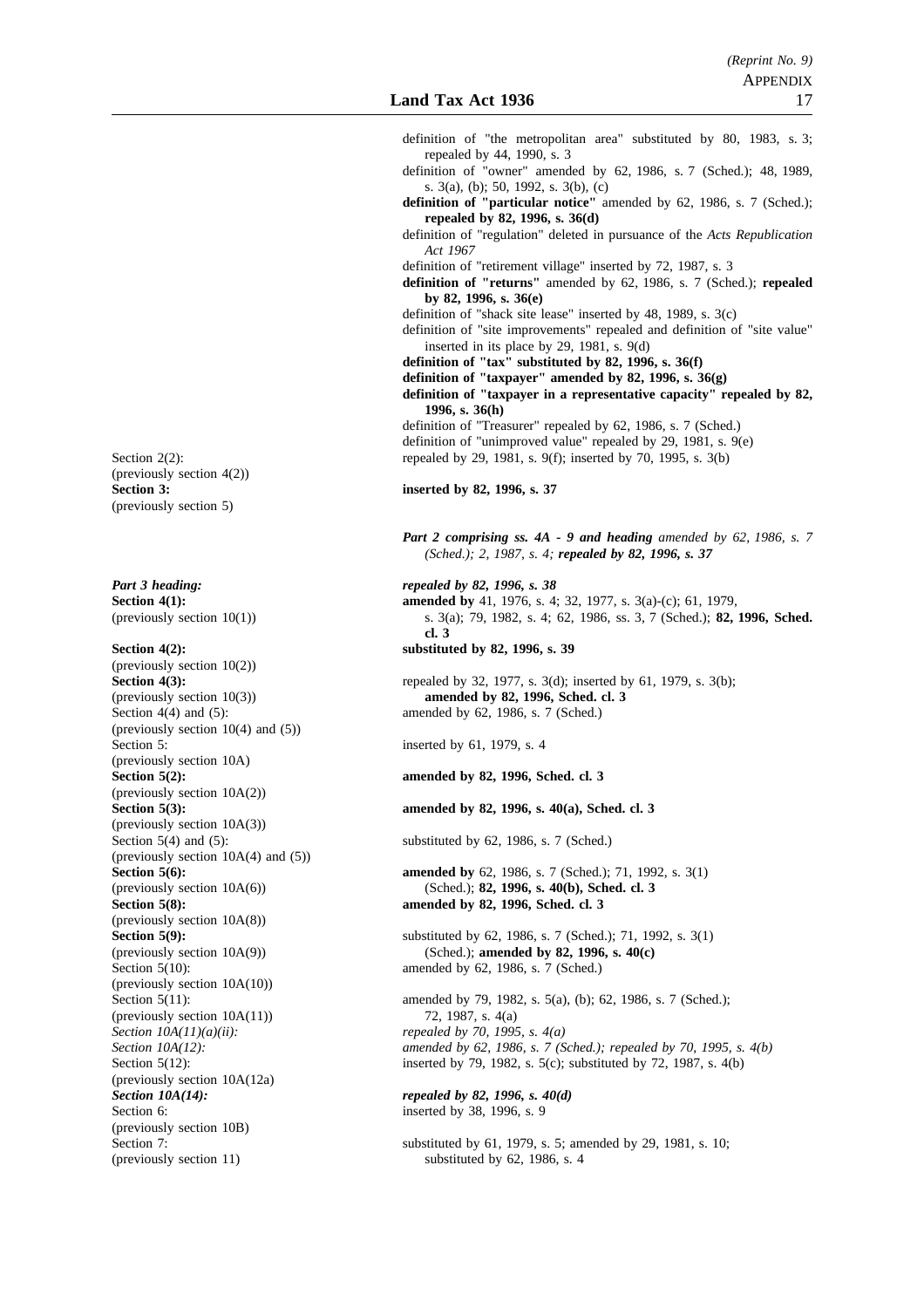definition of "the metropolitan area" substituted by 80, 1983, s. 3; repealed by 44, 1990, s. 3

definition of "owner" amended by 62, 1986, s. 7 (Sched.); 48, 1989, s. 3(a), (b); 50, 1992, s. 3(b), (c)

**definition of "particular notice"** amended by 62, 1986, s. 7 (Sched.); **repealed by 82, 1996, s. 36(d)**

definition of "regulation" deleted in pursuance of the *Acts Republication Act 1967*

definition of "retirement village" inserted by 72, 1987, s. 3

**definition of "returns"** amended by 62, 1986, s. 7 (Sched.); **repealed by 82, 1996, s. 36(e)**

definition of "shack site lease" inserted by 48, 1989, s. 3(c)

definition of "site improvements" repealed and definition of "site value" inserted in its place by 29, 1981, s. 9(d)

**definition of "tax" substituted by 82, 1996, s. 36(f)**

**definition of "taxpayer" amended by 82, 1996, s. 36(g)**

**definition of "taxpayer in a representative capacity" repealed by 82, 1996, s. 36(h)**

definition of "Treasurer" repealed by 62, 1986, s. 7 (Sched.)

definition of "unimproved value" repealed by 29, 1981, s. 9(e)

| | |
|---|---|
| Section 2(2): (previously section 4(2)) | repealed by 29, 1981, s. 9(f); inserted by 70, 1995, s. 3(b) |
| **Section 3:** (previously section 5) | **inserted by 82, 1996, s. 37** |
| | ***Part 2 comprising ss. 4A - 9 and heading** amended by 62, 1986, s. 7 (Sched.); 2, 1987, s. 4; **repealed by 82, 1996, s. 37*** |
| ***Part 3 heading:*** | ***repealed by 82, 1996, s. 38*** |
| **Section 4(1):** (previously section 10(1)) | **amended by** 41, 1976, s. 4; 32, 1977, s. 3(a)-(c); 61, 1979, s. 3(a); 79, 1982, s. 4; 62, 1986, ss. 3, 7 (Sched.); **82, 1996, Sched. cl. 3** |
| **Section 4(2):** (previously section 10(2)) | **substituted by 82, 1996, s. 39** |
| **Section 4(3):** (previously section 10(3)) | repealed by 32, 1977, s. 3(d); inserted by 61, 1979, s. 3(b); **amended by 82, 1996, Sched. cl. 3** |
| Section 4(4) and (5): (previously section 10(4) and (5)) | amended by 62, 1986, s. 7 (Sched.) |
| Section 5: (previously section 10A) | inserted by 61, 1979, s. 4 |
| **Section 5(2):** (previously section 10A(2)) | **amended by 82, 1996, Sched. cl. 3** |
| **Section 5(3):** (previously section 10A(3)) | **amended by 82, 1996, s. 40(a), Sched. cl. 3** |
| Section 5(4) and (5): (previously section 10A(4) and (5)) | substituted by 62, 1986, s. 7 (Sched.) |
| **Section 5(6):** (previously section 10A(6)) | **amended by** 62, 1986, s. 7 (Sched.); 71, 1992, s. 3(1) (Sched.); **82, 1996, s. 40(b), Sched. cl. 3** |
| **Section 5(8):** (previously section 10A(8)) | **amended by 82, 1996, Sched. cl. 3** |
| **Section 5(9):** (previously section 10A(9)) | substituted by 62, 1986, s. 7 (Sched.); 71, 1992, s. 3(1) (Sched.); **amended by 82, 1996, s. 40(c)** |
| Section 5(10): (previously section 10A(10)) | amended by 62, 1986, s. 7 (Sched.) |
| Section 5(11): (previously section 10A(11)) | amended by 79, 1982, s. 5(a), (b); 62, 1986, s. 7 (Sched.); 72, 1987, s. 4(a) |
| *Section 10A(11)(a)(ii):* | *repealed by 70, 1995, s. 4(a)* |
| *Section 10A(12):* | *amended by 62, 1986, s. 7 (Sched.); repealed by 70, 1995, s. 4(b)* |
| Section 5(12): (previously section 10A(12a) | inserted by 79, 1982, s. 5(c); substituted by 72, 1987, s. 4(b) |
| ***Section 10A(14):*** | ***repealed by 82, 1996, s. 40(d)*** |
| Section 6: (previously section 10B) | inserted by 38, 1996, s. 9 |
| Section 7: (previously section 11) | substituted by 61, 1979, s. 5; amended by 29, 1981, s. 10; substituted by 62, 1986, s. 4 |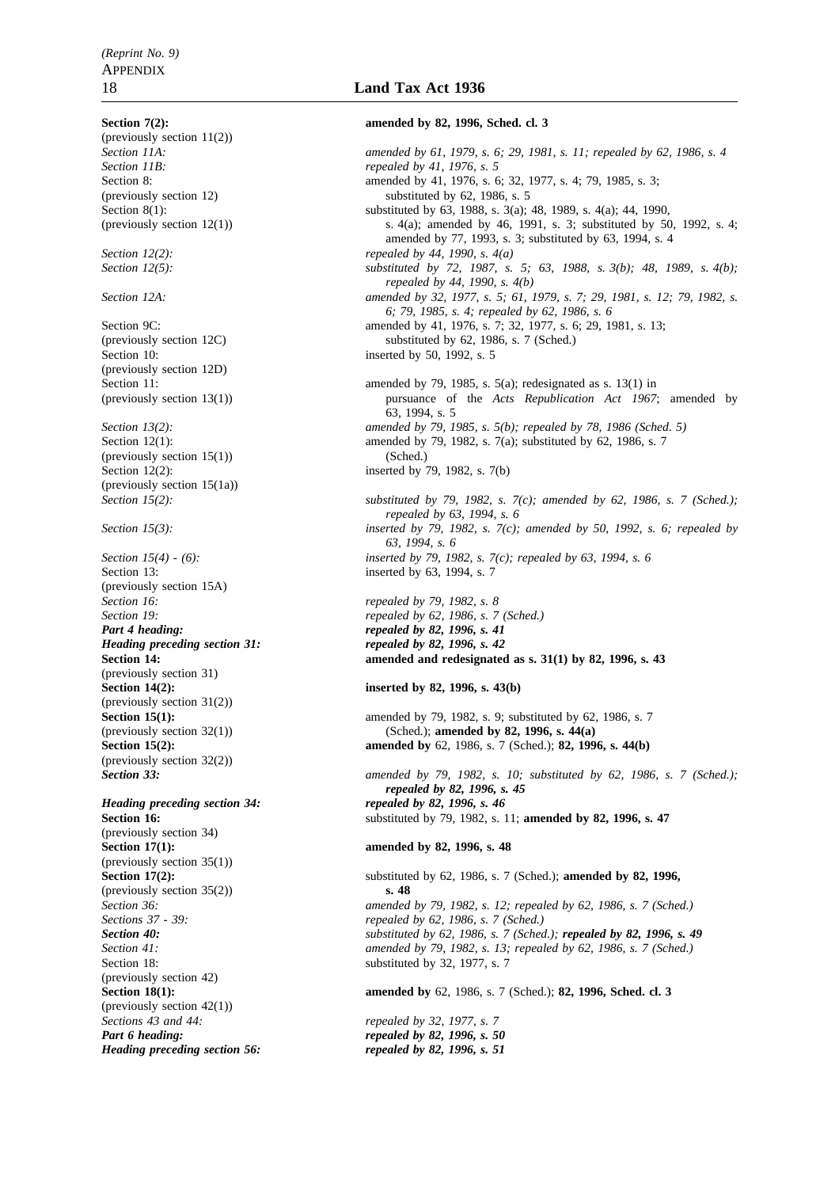| | |
|---|---|
| **Section 7(2):** (previously section 11(2)) | **amended by 82, 1996, Sched. cl. 3** |
| *Section 11A:* | *amended by 61, 1979, s. 6; 29, 1981, s. 11; repealed by 62, 1986, s. 4* |
| *Section 11B:* | *repealed by 41, 1976, s. 5* |
| Section 8: (previously section 12) | amended by 41, 1976, s. 6; 32, 1977, s. 4; 79, 1985, s. 3; substituted by 62, 1986, s. 5 |
| Section 8(1): (previously section 12(1)) | substituted by 63, 1988, s. 3(a); 48, 1989, s. 4(a); 44, 1990, s. 4(a); amended by 46, 1991, s. 3; substituted by 50, 1992, s. 4; amended by 77, 1993, s. 3; substituted by 63, 1994, s. 4 |
| *Section 12(2):* | *repealed by 44, 1990, s. 4(a)* |
| *Section 12(5):* | *substituted by 72, 1987, s. 5; 63, 1988, s. 3(b); 48, 1989, s. 4(b); repealed by 44, 1990, s. 4(b)* |
| *Section 12A:* | *amended by 32, 1977, s. 5; 61, 1979, s. 7; 29, 1981, s. 12; 79, 1982, s. 6; 79, 1985, s. 4; repealed by 62, 1986, s. 6* |
| Section 9C: (previously section 12C) | amended by 41, 1976, s. 7; 32, 1977, s. 6; 29, 1981, s. 13; substituted by 62, 1986, s. 7 (Sched.) |
| Section 10: (previously section 12D) | inserted by 50, 1992, s. 5 |
| Section 11: (previously section 13(1)) | amended by 79, 1985, s. 5(a); redesignated as s. 13(1) in pursuance of the *Acts Republication Act 1967*; amended by 63, 1994, s. 5 |
| *Section 13(2):* | *amended by 79, 1985, s. 5(b); repealed by 78, 1986 (Sched. 5)* |
| Section 12(1): (previously section 15(1)) | amended by 79, 1982, s. 7(a); substituted by 62, 1986, s. 7 (Sched.) |
| Section 12(2): (previously section 15(1a)) | inserted by 79, 1982, s. 7(b) |
| *Section 15(2):* | *substituted by 79, 1982, s. 7(c); amended by 62, 1986, s. 7 (Sched.); repealed by 63, 1994, s. 6* |
| *Section 15(3):* | *inserted by 79, 1982, s. 7(c); amended by 50, 1992, s. 6; repealed by 63, 1994, s. 6* |
| *Section 15(4) - (6):* | *inserted by 79, 1982, s. 7(c); repealed by 63, 1994, s. 6* |
| Section 13: (previously section 15A) | inserted by 63, 1994, s. 7 |
| *Section 16:* | *repealed by 79, 1982, s. 8* |
| *Section 19:* | *repealed by 62, 1986, s. 7 (Sched.)* |
| ***Part 4 heading:*** | ***repealed by 82, 1996, s. 41*** |
| ***Heading preceding section 31:*** | ***repealed by 82, 1996, s. 42*** |
| **Section 14:** (previously section 31) | **amended and redesignated as s. 31(1) by 82, 1996, s. 43** |
| **Section 14(2):** (previously section 31(2)) | **inserted by 82, 1996, s. 43(b)** |
| **Section 15(1):** (previously section 32(1)) | amended by 79, 1982, s. 9; substituted by 62, 1986, s. 7 (Sched.); **amended by 82, 1996, s. 44(a)** |
| **Section 15(2):** (previously section 32(2)) | **amended by** 62, 1986, s. 7 (Sched.); **82, 1996, s. 44(b)** |
| ***Section 33:*** | *amended by 79, 1982, s. 10; substituted by 62, 1986, s. 7 (Sched.);* ***repealed by 82, 1996, s. 45*** |
| ***Heading preceding section 34:*** | ***repealed by 82, 1996, s. 46*** |
| **Section 16:** (previously section 34) | substituted by 79, 1982, s. 11; **amended by 82, 1996, s. 47** |
| **Section 17(1):** (previously section 35(1)) | **amended by 82, 1996, s. 48** |
| **Section 17(2):** (previously section 35(2)) | substituted by 62, 1986, s. 7 (Sched.); **amended by 82, 1996, s. 48** |
| *Section 36:* | *amended by 79, 1982, s. 12; repealed by 62, 1986, s. 7 (Sched.)* |
| *Sections 37 - 39:* | *repealed by 62, 1986, s. 7 (Sched.)* |
| ***Section 40:*** | *substituted by 62, 1986, s. 7 (Sched.);* ***repealed by 82, 1996, s. 49*** |
| *Section 41:* | *amended by 79, 1982, s. 13; repealed by 62, 1986, s. 7 (Sched.)* |
| Section 18: (previously section 42) | substituted by 32, 1977, s. 7 |
| **Section 18(1):** (previously section 42(1)) | **amended by** 62, 1986, s. 7 (Sched.); **82, 1996, Sched. cl. 3** |
| *Sections 43 and 44:* | *repealed by 32, 1977, s. 7* |
| ***Part 6 heading:*** | ***repealed by 82, 1996, s. 50*** |
| ***Heading preceding section 56:*** | ***repealed by 82, 1996, s. 51*** |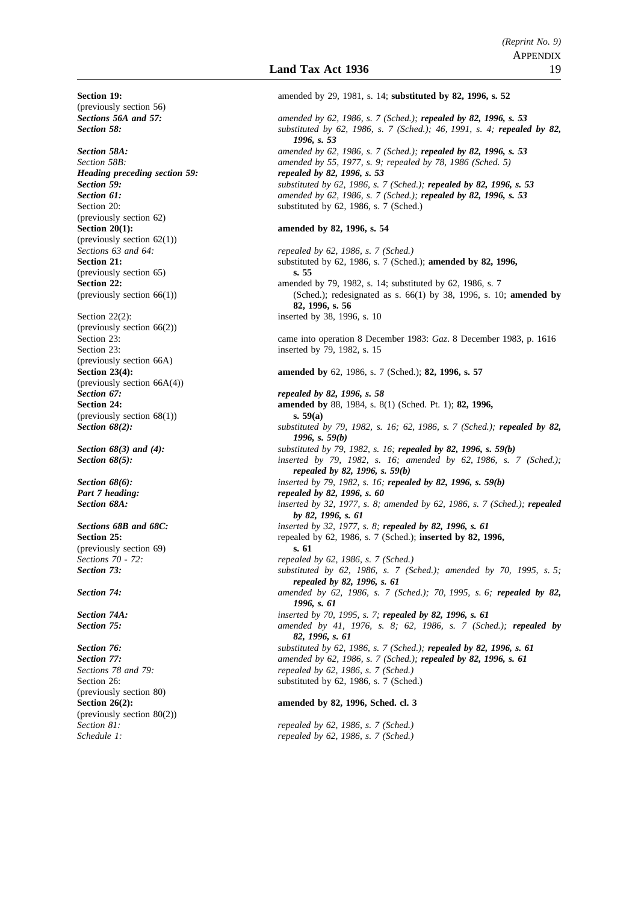| | |
|---|---|
| **Section 19:** (previously section 56) | amended by 29, 1981, s. 14; **substituted by 82, 1996, s. 52** |
| ***Sections 56A and 57:*** | *amended by 62, 1986, s. 7 (Sched.);* ***repealed by 82, 1996, s. 53*** |
| ***Section 58:*** | *substituted by 62, 1986, s. 7 (Sched.); 46, 1991, s. 4;* ***repealed by 82, 1996, s. 53*** |
| ***Section 58A:*** | *amended by 62, 1986, s. 7 (Sched.);* ***repealed by 82, 1996, s. 53*** |
| *Section 58B:* | *amended by 55, 1977, s. 9; repealed by 78, 1986 (Sched. 5)* |
| ***Heading preceding section 59:*** | ***repealed by 82, 1996, s. 53*** |
| ***Section 59:*** | *substituted by 62, 1986, s. 7 (Sched.);* ***repealed by 82, 1996, s. 53*** |
| ***Section 61:*** | *amended by 62, 1986, s. 7 (Sched.);* ***repealed by 82, 1996, s. 53*** |
| Section 20: (previously section 62) | substituted by 62, 1986, s. 7 (Sched.) |
| **Section 20(1):** (previously section 62(1)) | **amended by 82, 1996, s. 54** |
| *Sections 63 and 64:* | *repealed by 62, 1986, s. 7 (Sched.)* |
| **Section 21:** (previously section 65) | substituted by 62, 1986, s. 7 (Sched.); **amended by 82, 1996, s. 55** |
| **Section 22:** (previously section 66(1)) | amended by 79, 1982, s. 14; substituted by 62, 1986, s. 7 (Sched.); redesignated as s. 66(1) by 38, 1996, s. 10; **amended by 82, 1996, s. 56** |
| Section 22(2): (previously section 66(2)) | inserted by 38, 1996, s. 10 |
| Section 23: | came into operation 8 December 1983: *Gaz*. 8 December 1983, p. 1616 |
| Section 23: (previously section 66A) | inserted by 79, 1982, s. 15 |
| **Section 23(4):** (previously section 66A(4)) | **amended by** 62, 1986, s. 7 (Sched.); **82, 1996, s. 57** |
| ***Section 67:*** | ***repealed by 82, 1996, s. 58*** |
| **Section 24:** (previously section 68(1)) | **amended by** 88, 1984, s. 8(1) (Sched. Pt. 1); **82, 1996, s. 59(a)** |
| ***Section 68(2):*** | *substituted by 79, 1982, s. 16; 62, 1986, s. 7 (Sched.);* ***repealed by 82, 1996, s. 59(b)*** |
| ***Section 68(3) and (4):*** | *substituted by 79, 1982, s. 16;* ***repealed by 82, 1996, s. 59(b)*** |
| ***Section 68(5):*** | *inserted by 79, 1982, s. 16; amended by 62, 1986, s. 7 (Sched.);* ***repealed by 82, 1996, s. 59(b)*** |
| ***Section 68(6):*** | *inserted by 79, 1982, s. 16;* ***repealed by 82, 1996, s. 59(b)*** |
| ***Part 7 heading:*** | ***repealed by 82, 1996, s. 60*** |
| ***Section 68A:*** | *inserted by 32, 1977, s. 8; amended by 62, 1986, s. 7 (Sched.);* ***repealed by 82, 1996, s. 61*** |
| ***Sections 68B and 68C:*** | *inserted by 32, 1977, s. 8;* ***repealed by 82, 1996, s. 61*** |
| **Section 25:** (previously section 69) | repealed by 62, 1986, s. 7 (Sched.); **inserted by 82, 1996, s. 61** |
| *Sections 70 - 72:* | *repealed by 62, 1986, s. 7 (Sched.)* |
| ***Section 73:*** | *substituted by 62, 1986, s. 7 (Sched.); amended by 70, 1995, s. 5;* ***repealed by 82, 1996, s. 61*** |
| ***Section 74:*** | *amended by 62, 1986, s. 7 (Sched.); 70, 1995, s. 6;* ***repealed by 82, 1996, s. 61*** |
| ***Section 74A:*** | *inserted by 70, 1995, s. 7;* ***repealed by 82, 1996, s. 61*** |
| ***Section 75:*** | *amended by 41, 1976, s. 8; 62, 1986, s. 7 (Sched.);* ***repealed by 82, 1996, s. 61*** |
| ***Section 76:*** | *substituted by 62, 1986, s. 7 (Sched.);* ***repealed by 82, 1996, s. 61*** |
| ***Section 77:*** | *amended by 62, 1986, s. 7 (Sched.);* ***repealed by 82, 1996, s. 61*** |
| *Sections 78 and 79:* | *repealed by 62, 1986, s. 7 (Sched.)* |
| Section 26: (previously section 80) | substituted by 62, 1986, s. 7 (Sched.) |
| **Section 26(2):** (previously section 80(2)) | **amended by 82, 1996, Sched. cl. 3** |
| *Section 81:* | *repealed by 62, 1986, s. 7 (Sched.)* |
| *Schedule 1:* | *repealed by 62, 1986, s. 7 (Sched.)* |